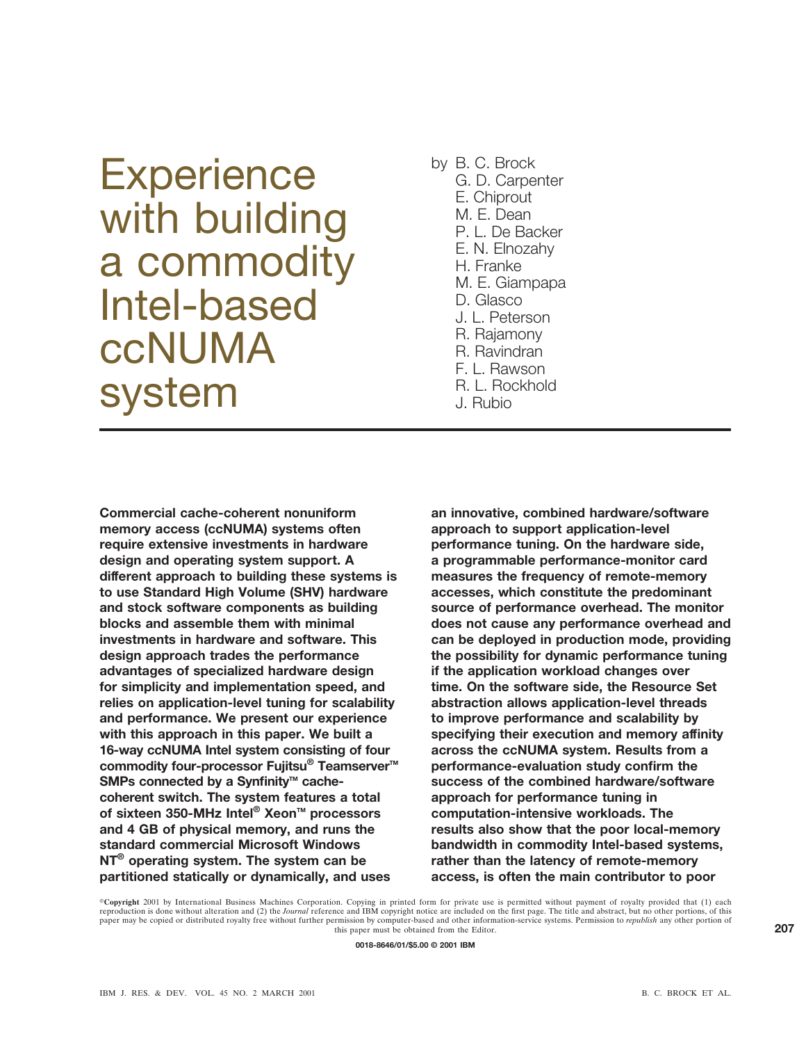# Experience with building a commodity Intel-based ccNUMA system

by B. C. Brock
G. D. Carpenter
E. Chiprout
M. E. Dean
P. L. De Backer
E. N. Elnozahy
H. Franke
M. E. Giampapa
D. Glasco
J. L. Peterson
R. Rajamony
R. Ravindran
F. L. Rawson
R. L. Rockhold
J. Rubio

**Commercial cache-coherent nonuniform memory access (ccNUMA) systems often require extensive investments in hardware design and operating system support. A different approach to building these systems is to use Standard High Volume (SHV) hardware and stock software components as building blocks and assemble them with minimal investments in hardware and software. This design approach trades the performance advantages of specialized hardware design for simplicity and implementation speed, and relies on application-level tuning for scalability and performance. We present our experience with this approach in this paper. We built a 16-way ccNUMA Intel system consisting of four commodity four-processor Fujitsu® Teamserver™ SMPs connected by a Synfinity™ cache-coherent switch. The system features a total of sixteen 350-MHz Intel® Xeon™ processors and 4 GB of physical memory, and runs the standard commercial Microsoft Windows NT® operating system. The system can be partitioned statically or dynamically, and uses an innovative, combined hardware/software approach to support application-level performance tuning. On the hardware side, a programmable performance-monitor card measures the frequency of remote-memory accesses, which constitute the predominant source of performance overhead. The monitor does not cause any performance overhead and can be deployed in production mode, providing the possibility for dynamic performance tuning if the application workload changes over time. On the software side, the Resource Set abstraction allows application-level threads to improve performance and scalability by specifying their execution and memory affinity across the ccNUMA system. Results from a performance-evaluation study confirm the success of the combined hardware/software approach for performance tuning in computation-intensive workloads. The results also show that the poor local-memory bandwidth in commodity Intel-based systems, rather than the latency of remote-memory access, is often the main contributor to poor**

©Copyright 2001 by International Business Machines Corporation. Copying in printed form for private use is permitted without payment of royalty provided that (1) each reproduction is done without alteration and (2) the *Journal* reference and IBM copyright notice are included on the first page. The title and abstract, but no other portions, of this paper may be copied or distributed royalty free without further permission by computer-based and other information-service systems. Permission to *republish* any other portion of this paper must be obtained from the Editor.

0018-8646/01/$5.00 © 2001 IBM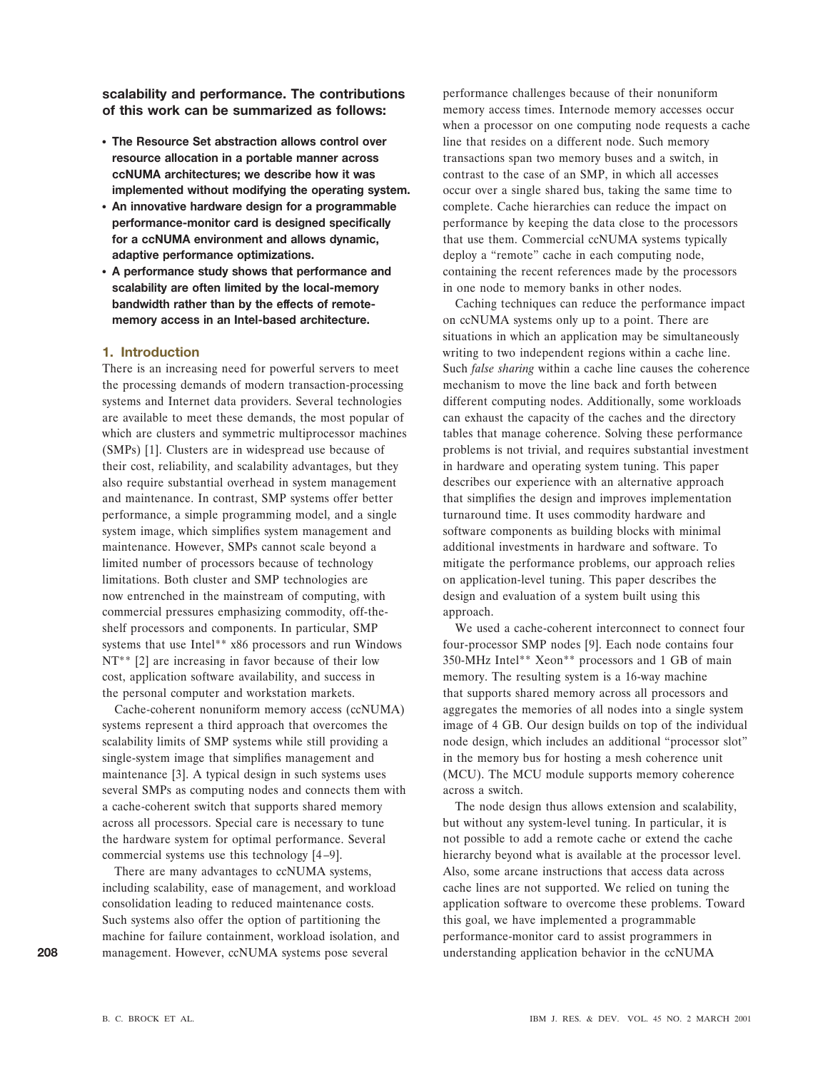**scalability and performance. The contributions of this work can be summarized as follows:**

- **The Resource Set abstraction allows control over resource allocation in a portable manner across ccNUMA architectures; we describe how it was implemented without modifying the operating system.**
- **An innovative hardware design for a programmable performance-monitor card is designed specifically for a ccNUMA environment and allows dynamic, adaptive performance optimizations.**
- **A performance study shows that performance and scalability are often limited by the local-memory bandwidth rather than by the effects of remote-memory access in an Intel-based architecture.**

## 1. Introduction

There is an increasing need for powerful servers to meet the processing demands of modern transaction-processing systems and Internet data providers. Several technologies are available to meet these demands, the most popular of which are clusters and symmetric multiprocessor machines (SMPs) [1]. Clusters are in widespread use because of their cost, reliability, and scalability advantages, but they also require substantial overhead in system management and maintenance. In contrast, SMP systems offer better performance, a simple programming model, and a single system image, which simplifies system management and maintenance. However, SMPs cannot scale beyond a limited number of processors because of technology limitations. Both cluster and SMP technologies are now entrenched in the mainstream of computing, with commercial pressures emphasizing commodity, off-the-shelf processors and components. In particular, SMP systems that use Intel** x86 processors and run Windows NT** [2] are increasing in favor because of their low cost, application software availability, and success in the personal computer and workstation markets.

Cache-coherent nonuniform memory access (ccNUMA) systems represent a third approach that overcomes the scalability limits of SMP systems while still providing a single-system image that simplifies management and maintenance [3]. A typical design in such systems uses several SMPs as computing nodes and connects them with a cache-coherent switch that supports shared memory across all processors. Special care is necessary to tune the hardware system for optimal performance. Several commercial systems use this technology [4–9].

There are many advantages to ccNUMA systems, including scalability, ease of management, and workload consolidation leading to reduced maintenance costs. Such systems also offer the option of partitioning the machine for failure containment, workload isolation, and management. However, ccNUMA systems pose several performance challenges because of their nonuniform memory access times. Internode memory accesses occur when a processor on one computing node requests a cache line that resides on a different node. Such memory transactions span two memory buses and a switch, in contrast to the case of an SMP, in which all accesses occur over a single shared bus, taking the same time to complete. Cache hierarchies can reduce the impact on performance by keeping the data close to the processors that use them. Commercial ccNUMA systems typically deploy a "remote" cache in each computing node, containing the recent references made by the processors in one node to memory banks in other nodes.

Caching techniques can reduce the performance impact on ccNUMA systems only up to a point. There are situations in which an application may be simultaneously writing to two independent regions within a cache line. Such *false sharing* within a cache line causes the coherence mechanism to move the line back and forth between different computing nodes. Additionally, some workloads can exhaust the capacity of the caches and the directory tables that manage coherence. Solving these performance problems is not trivial, and requires substantial investment in hardware and operating system tuning. This paper describes our experience with an alternative approach that simplifies the design and improves implementation turnaround time. It uses commodity hardware and software components as building blocks with minimal additional investments in hardware and software. To mitigate the performance problems, our approach relies on application-level tuning. This paper describes the design and evaluation of a system built using this approach.

We used a cache-coherent interconnect to connect four four-processor SMP nodes [9]. Each node contains four 350-MHz Intel** Xeon** processors and 1 GB of main memory. The resulting system is a 16-way machine that supports shared memory across all processors and aggregates the memories of all nodes into a single system image of 4 GB. Our design builds on top of the individual node design, which includes an additional "processor slot" in the memory bus for hosting a mesh coherence unit (MCU). The MCU module supports memory coherence across a switch.

The node design thus allows extension and scalability, but without any system-level tuning. In particular, it is not possible to add a remote cache or extend the cache hierarchy beyond what is available at the processor level. Also, some arcane instructions that access data across cache lines are not supported. We relied on tuning the application software to overcome these problems. Toward this goal, we have implemented a programmable performance-monitor card to assist programmers in understanding application behavior in the ccNUMA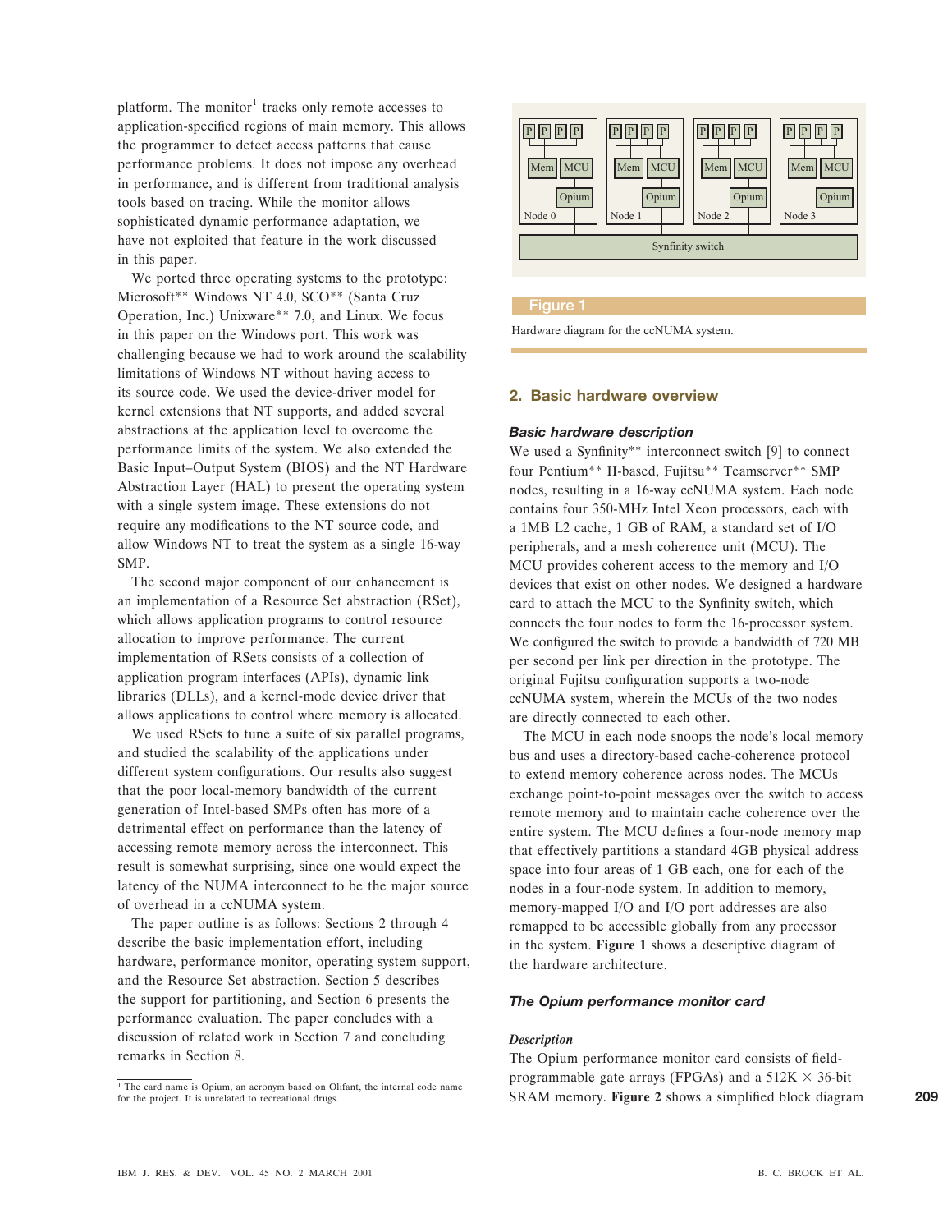platform. The monitor[1] tracks only remote accesses to application-specified regions of main memory. This allows the programmer to detect access patterns that cause performance problems. It does not impose any overhead in performance, and is different from traditional analysis tools based on tracing. While the monitor allows sophisticated dynamic performance adaptation, we have not exploited that feature in the work discussed in this paper.

We ported three operating systems to the prototype: Microsoft** Windows NT 4.0, SCO** (Santa Cruz Operation, Inc.) Unixware** 7.0, and Linux. We focus in this paper on the Windows port. This work was challenging because we had to work around the scalability limitations of Windows NT without having access to its source code. We used the device-driver model for kernel extensions that NT supports, and added several abstractions at the application level to overcome the performance limits of the system. We also extended the Basic Input–Output System (BIOS) and the NT Hardware Abstraction Layer (HAL) to present the operating system with a single system image. These extensions do not require any modifications to the NT source code, and allow Windows NT to treat the system as a single 16-way SMP.

The second major component of our enhancement is an implementation of a Resource Set abstraction (RSet), which allows application programs to control resource allocation to improve performance. The current implementation of RSets consists of a collection of application program interfaces (APIs), dynamic link libraries (DLLs), and a kernel-mode device driver that allows applications to control where memory is allocated.

We used RSets to tune a suite of six parallel programs, and studied the scalability of the applications under different system configurations. Our results also suggest that the poor local-memory bandwidth of the current generation of Intel-based SMPs often has more of a detrimental effect on performance than the latency of accessing remote memory across the interconnect. This result is somewhat surprising, since one would expect the latency of the NUMA interconnect to be the major source of overhead in a ccNUMA system.

The paper outline is as follows: Sections 2 through 4 describe the basic implementation effort, including hardware, performance monitor, operating system support, and the Resource Set abstraction. Section 5 describes the support for partitioning, and Section 6 presents the performance evaluation. The paper concludes with a discussion of related work in Section 7 and concluding remarks in Section 8.

[1] The card name is Opium, an acronym based on Olifant, the internal code name for the project. It is unrelated to recreational drugs.

P P P P
Mem MCU
Opium
Node 0

P P P P
Mem MCU
Opium
Node 1

P P P P
Mem MCU
Opium
Node 2

P P P P
Mem MCU
Opium
Node 3

Synfinity switch

**Figure 1**

Hardware diagram for the ccNUMA system.

## 2. Basic hardware overview

### *Basic hardware description*

We used a Synfinity** interconnect switch [9] to connect four Pentium** II-based, Fujitsu** Teamserver** SMP nodes, resulting in a 16-way ccNUMA system. Each node contains four 350-MHz Intel Xeon processors, each with a 1MB L2 cache, 1 GB of RAM, a standard set of I/O peripherals, and a mesh coherence unit (MCU). The MCU provides coherent access to the memory and I/O devices that exist on other nodes. We designed a hardware card to attach the MCU to the Synfinity switch, which connects the four nodes to form the 16-processor system. We configured the switch to provide a bandwidth of 720 MB per second per link per direction in the prototype. The original Fujitsu configuration supports a two-node ccNUMA system, wherein the MCUs of the two nodes are directly connected to each other.

The MCU in each node snoops the node's local memory bus and uses a directory-based cache-coherence protocol to extend memory coherence across nodes. The MCUs exchange point-to-point messages over the switch to access remote memory and to maintain cache coherence over the entire system. The MCU defines a four-node memory map that effectively partitions a standard 4GB physical address space into four areas of 1 GB each, one for each of the nodes in a four-node system. In addition to memory, memory-mapped I/O and I/O port addresses are also remapped to be accessible globally from any processor in the system. **Figure 1** shows a descriptive diagram of the hardware architecture.

### *The Opium performance monitor card*

#### *Description*

The Opium performance monitor card consists of field-programmable gate arrays (FPGAs) and a 512K × 36-bit SRAM memory. **Figure 2** shows a simplified block diagram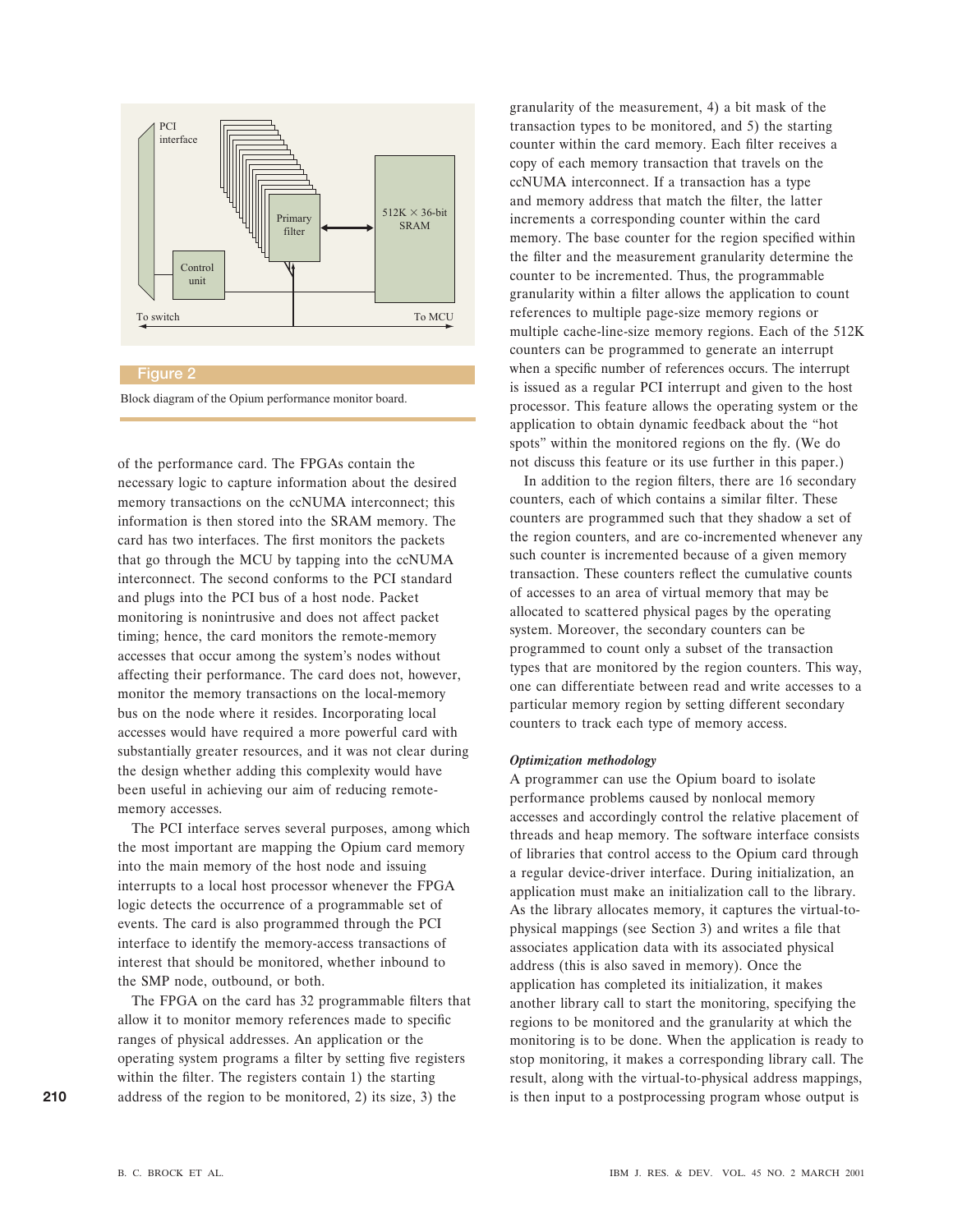Figure 2

Block diagram of the Opium performance monitor board.

of the performance card. The FPGAs contain the necessary logic to capture information about the desired memory transactions on the ccNUMA interconnect; this information is then stored into the SRAM memory. The card has two interfaces. The first monitors the packets that go through the MCU by tapping into the ccNUMA interconnect. The second conforms to the PCI standard and plugs into the PCI bus of a host node. Packet monitoring is nonintrusive and does not affect packet timing; hence, the card monitors the remote-memory accesses that occur among the system's nodes without affecting their performance. The card does not, however, monitor the memory transactions on the local-memory bus on the node where it resides. Incorporating local accesses would have required a more powerful card with substantially greater resources, and it was not clear during the design whether adding this complexity would have been useful in achieving our aim of reducing remote-memory accesses.

The PCI interface serves several purposes, among which the most important are mapping the Opium card memory into the main memory of the host node and issuing interrupts to a local host processor whenever the FPGA logic detects the occurrence of a programmable set of events. The card is also programmed through the PCI interface to identify the memory-access transactions of interest that should be monitored, whether inbound to the SMP node, outbound, or both.

The FPGA on the card has 32 programmable filters that allow it to monitor memory references made to specific ranges of physical addresses. An application or the operating system programs a filter by setting five registers within the filter. The registers contain 1) the starting address of the region to be monitored, 2) its size, 3) the granularity of the measurement, 4) a bit mask of the transaction types to be monitored, and 5) the starting counter within the card memory. Each filter receives a copy of each memory transaction that travels on the ccNUMA interconnect. If a transaction has a type and memory address that match the filter, the latter increments a corresponding counter within the card memory. The base counter for the region specified within the filter and the measurement granularity determine the counter to be incremented. Thus, the programmable granularity within a filter allows the application to count references to multiple page-size memory regions or multiple cache-line-size memory regions. Each of the 512K counters can be programmed to generate an interrupt when a specific number of references occurs. The interrupt is issued as a regular PCI interrupt and given to the host processor. This feature allows the operating system or the application to obtain dynamic feedback about the "hot spots" within the monitored regions on the fly. (We do not discuss this feature or its use further in this paper.)

In addition to the region filters, there are 16 secondary counters, each of which contains a similar filter. These counters are programmed such that they shadow a set of the region counters, and are co-incremented whenever any such counter is incremented because of a given memory transaction. These counters reflect the cumulative counts of accesses to an area of virtual memory that may be allocated to scattered physical pages by the operating system. Moreover, the secondary counters can be programmed to count only a subset of the transaction types that are monitored by the region counters. This way, one can differentiate between read and write accesses to a particular memory region by setting different secondary counters to track each type of memory access.

### *Optimization methodology*

A programmer can use the Opium board to isolate performance problems caused by nonlocal memory accesses and accordingly control the relative placement of threads and heap memory. The software interface consists of libraries that control access to the Opium card through a regular device-driver interface. During initialization, an application must make an initialization call to the library. As the library allocates memory, it captures the virtual-to-physical mappings (see Section 3) and writes a file that associates application data with its associated physical address (this is also saved in memory). Once the application has completed its initialization, it makes another library call to start the monitoring, specifying the regions to be monitored and the granularity at which the monitoring is to be done. When the application is ready to stop monitoring, it makes a corresponding library call. The result, along with the virtual-to-physical address mappings, is then input to a postprocessing program whose output is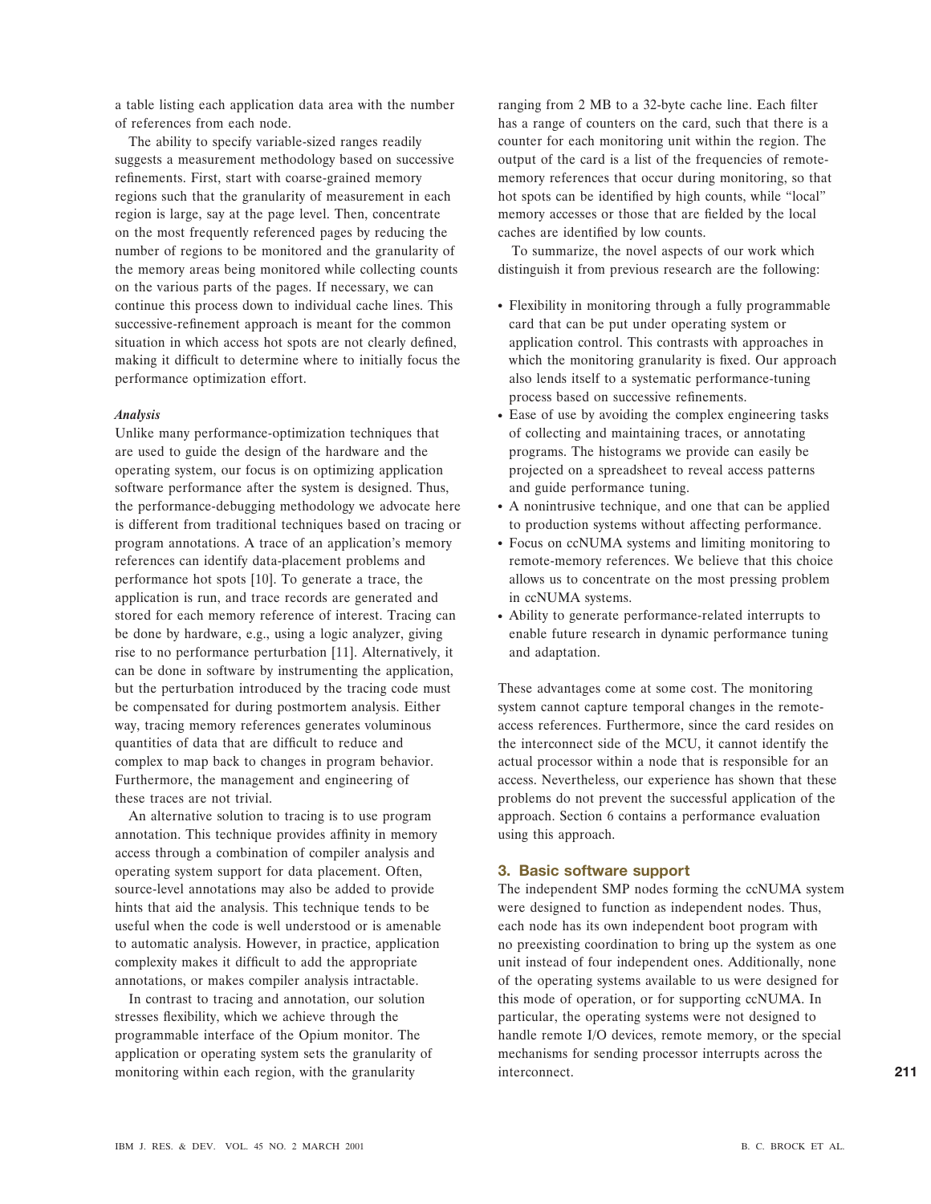a table listing each application data area with the number of references from each node.

The ability to specify variable-sized ranges readily suggests a measurement methodology based on successive refinements. First, start with coarse-grained memory regions such that the granularity of measurement in each region is large, say at the page level. Then, concentrate on the most frequently referenced pages by reducing the number of regions to be monitored and the granularity of the memory areas being monitored while collecting counts on the various parts of the pages. If necessary, we can continue this process down to individual cache lines. This successive-refinement approach is meant for the common situation in which access hot spots are not clearly defined, making it difficult to determine where to initially focus the performance optimization effort.

#### *Analysis*

Unlike many performance-optimization techniques that are used to guide the design of the hardware and the operating system, our focus is on optimizing application software performance after the system is designed. Thus, the performance-debugging methodology we advocate here is different from traditional techniques based on tracing or program annotations. A trace of an application's memory references can identify data-placement problems and performance hot spots [10]. To generate a trace, the application is run, and trace records are generated and stored for each memory reference of interest. Tracing can be done by hardware, e.g., using a logic analyzer, giving rise to no performance perturbation [11]. Alternatively, it can be done in software by instrumenting the application, but the perturbation introduced by the tracing code must be compensated for during postmortem analysis. Either way, tracing memory references generates voluminous quantities of data that are difficult to reduce and complex to map back to changes in program behavior. Furthermore, the management and engineering of these traces are not trivial.

An alternative solution to tracing is to use program annotation. This technique provides affinity in memory access through a combination of compiler analysis and operating system support for data placement. Often, source-level annotations may also be added to provide hints that aid the analysis. This technique tends to be useful when the code is well understood or is amenable to automatic analysis. However, in practice, application complexity makes it difficult to add the appropriate annotations, or makes compiler analysis intractable.

In contrast to tracing and annotation, our solution stresses flexibility, which we achieve through the programmable interface of the Opium monitor. The application or operating system sets the granularity of monitoring within each region, with the granularity ranging from 2 MB to a 32-byte cache line. Each filter has a range of counters on the card, such that there is a counter for each monitoring unit within the region. The output of the card is a list of the frequencies of remote-memory references that occur during monitoring, so that hot spots can be identified by high counts, while "local" memory accesses or those that are fielded by the local caches are identified by low counts.

To summarize, the novel aspects of our work which distinguish it from previous research are the following:

- Flexibility in monitoring through a fully programmable card that can be put under operating system or application control. This contrasts with approaches in which the monitoring granularity is fixed. Our approach also lends itself to a systematic performance-tuning process based on successive refinements.
- Ease of use by avoiding the complex engineering tasks of collecting and maintaining traces, or annotating programs. The histograms we provide can easily be projected on a spreadsheet to reveal access patterns and guide performance tuning.
- A nonintrusive technique, and one that can be applied to production systems without affecting performance.
- Focus on ccNUMA systems and limiting monitoring to remote-memory references. We believe that this choice allows us to concentrate on the most pressing problem in ccNUMA systems.
- Ability to generate performance-related interrupts to enable future research in dynamic performance tuning and adaptation.

These advantages come at some cost. The monitoring system cannot capture temporal changes in the remote-access references. Furthermore, since the card resides on the interconnect side of the MCU, it cannot identify the actual processor within a node that is responsible for an access. Nevertheless, our experience has shown that these problems do not prevent the successful application of the approach. Section 6 contains a performance evaluation using this approach.

## 3. Basic software support

The independent SMP nodes forming the ccNUMA system were designed to function as independent nodes. Thus, each node has its own independent boot program with no preexisting coordination to bring up the system as one unit instead of four independent ones. Additionally, none of the operating systems available to us were designed for this mode of operation, or for supporting ccNUMA. In particular, the operating systems were not designed to handle remote I/O devices, remote memory, or the special mechanisms for sending processor interrupts across the interconnect.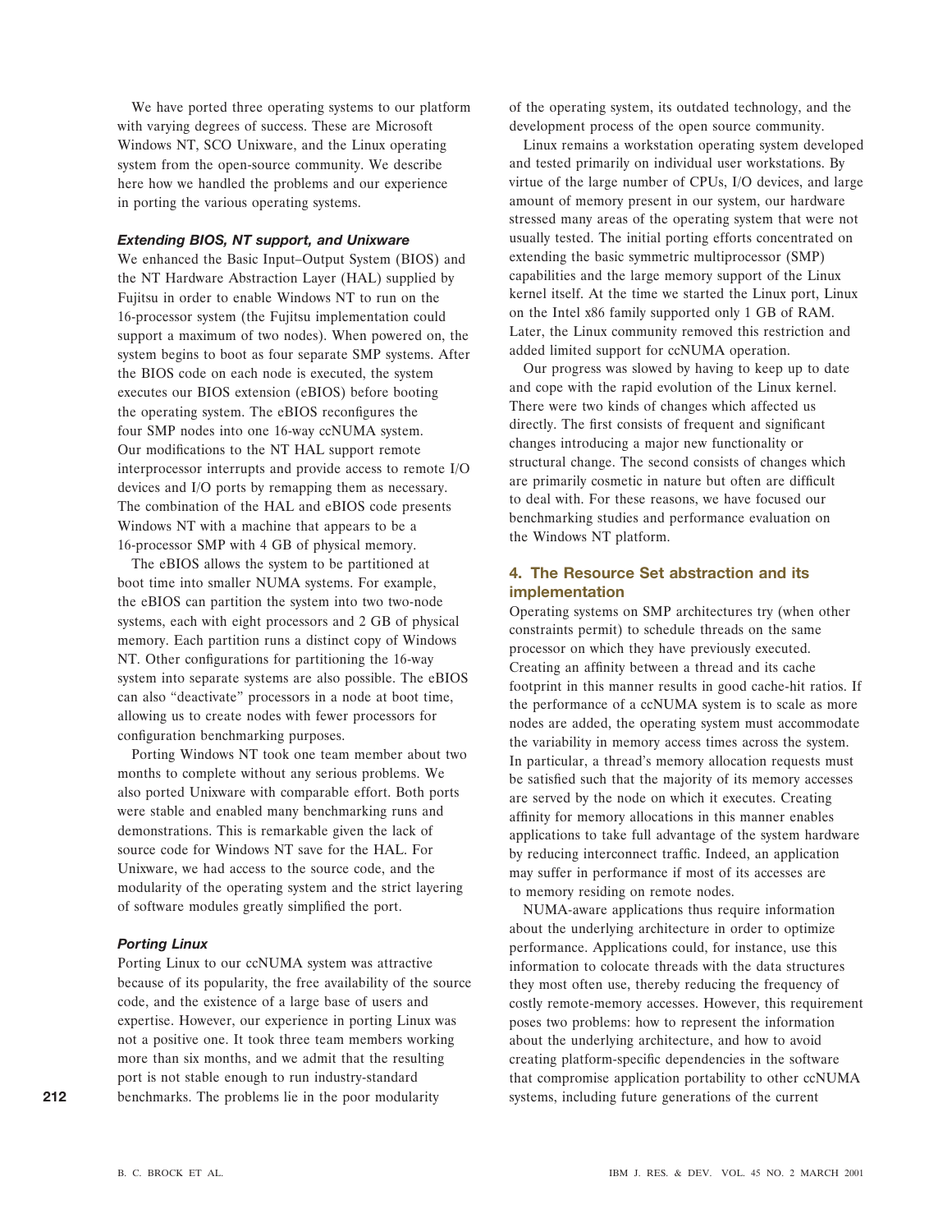We have ported three operating systems to our platform with varying degrees of success. These are Microsoft Windows NT, SCO Unixware, and the Linux operating system from the open-source community. We describe here how we handled the problems and our experience in porting the various operating systems.

### *Extending BIOS, NT support, and Unixware*

We enhanced the Basic Input–Output System (BIOS) and the NT Hardware Abstraction Layer (HAL) supplied by Fujitsu in order to enable Windows NT to run on the 16-processor system (the Fujitsu implementation could support a maximum of two nodes). When powered on, the system begins to boot as four separate SMP systems. After the BIOS code on each node is executed, the system executes our BIOS extension (eBIOS) before booting the operating system. The eBIOS reconfigures the four SMP nodes into one 16-way ccNUMA system. Our modifications to the NT HAL support remote interprocessor interrupts and provide access to remote I/O devices and I/O ports by remapping them as necessary. The combination of the HAL and eBIOS code presents Windows NT with a machine that appears to be a 16-processor SMP with 4 GB of physical memory.

The eBIOS allows the system to be partitioned at boot time into smaller NUMA systems. For example, the eBIOS can partition the system into two two-node systems, each with eight processors and 2 GB of physical memory. Each partition runs a distinct copy of Windows NT. Other configurations for partitioning the 16-way system into separate systems are also possible. The eBIOS can also "deactivate" processors in a node at boot time, allowing us to create nodes with fewer processors for configuration benchmarking purposes.

Porting Windows NT took one team member about two months to complete without any serious problems. We also ported Unixware with comparable effort. Both ports were stable and enabled many benchmarking runs and demonstrations. This is remarkable given the lack of source code for Windows NT save for the HAL. For Unixware, we had access to the source code, and the modularity of the operating system and the strict layering of software modules greatly simplified the port.

### *Porting Linux*

Porting Linux to our ccNUMA system was attractive because of its popularity, the free availability of the source code, and the existence of a large base of users and expertise. However, our experience in porting Linux was not a positive one. It took three team members working more than six months, and we admit that the resulting port is not stable enough to run industry-standard benchmarks. The problems lie in the poor modularity of the operating system, its outdated technology, and the development process of the open source community.

Linux remains a workstation operating system developed and tested primarily on individual user workstations. By virtue of the large number of CPUs, I/O devices, and large amount of memory present in our system, our hardware stressed many areas of the operating system that were not usually tested. The initial porting efforts concentrated on extending the basic symmetric multiprocessor (SMP) capabilities and the large memory support of the Linux kernel itself. At the time we started the Linux port, Linux on the Intel x86 family supported only 1 GB of RAM. Later, the Linux community removed this restriction and added limited support for ccNUMA operation.

Our progress was slowed by having to keep up to date and cope with the rapid evolution of the Linux kernel. There were two kinds of changes which affected us directly. The first consists of frequent and significant changes introducing a major new functionality or structural change. The second consists of changes which are primarily cosmetic in nature but often are difficult to deal with. For these reasons, we have focused our benchmarking studies and performance evaluation on the Windows NT platform.

## 4. The Resource Set abstraction and its implementation

Operating systems on SMP architectures try (when other constraints permit) to schedule threads on the same processor on which they have previously executed. Creating an affinity between a thread and its cache footprint in this manner results in good cache-hit ratios. If the performance of a ccNUMA system is to scale as more nodes are added, the operating system must accommodate the variability in memory access times across the system. In particular, a thread's memory allocation requests must be satisfied such that the majority of its memory accesses are served by the node on which it executes. Creating affinity for memory allocations in this manner enables applications to take full advantage of the system hardware by reducing interconnect traffic. Indeed, an application may suffer in performance if most of its accesses are to memory residing on remote nodes.

NUMA-aware applications thus require information about the underlying architecture in order to optimize performance. Applications could, for instance, use this information to colocate threads with the data structures they most often use, thereby reducing the frequency of costly remote-memory accesses. However, this requirement poses two problems: how to represent the information about the underlying architecture, and how to avoid creating platform-specific dependencies in the software that compromise application portability to other ccNUMA systems, including future generations of the current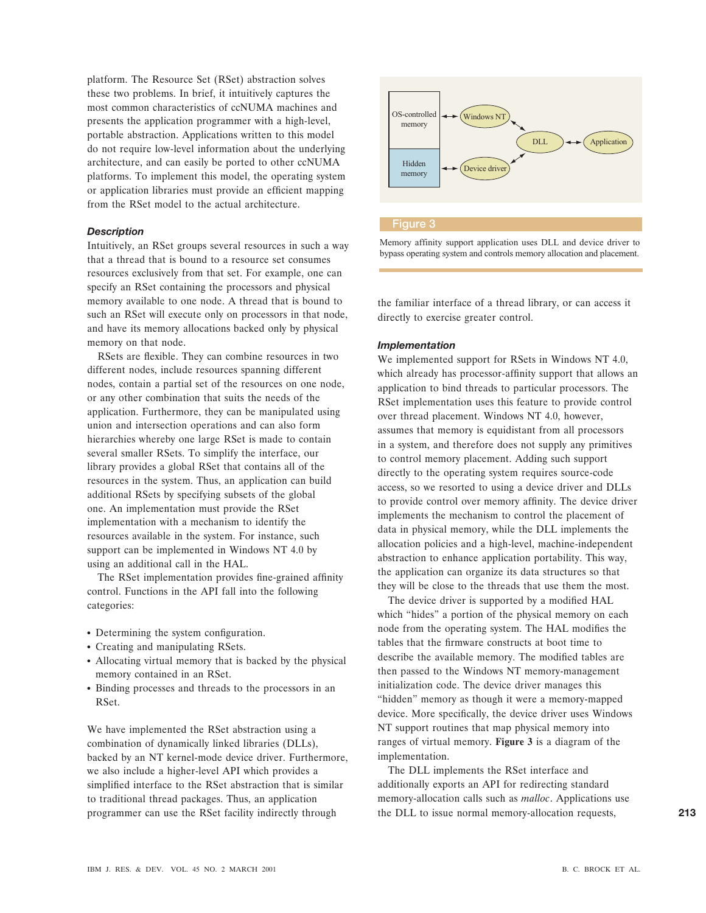platform. The Resource Set (RSet) abstraction solves these two problems. In brief, it intuitively captures the most common characteristics of ccNUMA machines and presents the application programmer with a high-level, portable abstraction. Applications written to this model do not require low-level information about the underlying architecture, and can easily be ported to other ccNUMA platforms. To implement this model, the operating system or application libraries must provide an efficient mapping from the RSet model to the actual architecture.

### *Description*

Intuitively, an RSet groups several resources in such a way that a thread that is bound to a resource set consumes resources exclusively from that set. For example, one can specify an RSet containing the processors and physical memory available to one node. A thread that is bound to such an RSet will execute only on processors in that node, and have its memory allocations backed only by physical memory on that node.

RSets are flexible. They can combine resources in two different nodes, include resources spanning different nodes, contain a partial set of the resources on one node, or any other combination that suits the needs of the application. Furthermore, they can be manipulated using union and intersection operations and can also form hierarchies whereby one large RSet is made to contain several smaller RSets. To simplify the interface, our library provides a global RSet that contains all of the resources in the system. Thus, an application can build additional RSets by specifying subsets of the global one. An implementation must provide the RSet implementation with a mechanism to identify the resources available in the system. For instance, such support can be implemented in Windows NT 4.0 by using an additional call in the HAL.

The RSet implementation provides fine-grained affinity control. Functions in the API fall into the following categories:

- Determining the system configuration.
- Creating and manipulating RSets.
- Allocating virtual memory that is backed by the physical memory contained in an RSet.
- Binding processes and threads to the processors in an RSet.

We have implemented the RSet abstraction using a combination of dynamically linked libraries (DLLs), backed by an NT kernel-mode device driver. Furthermore, we also include a higher-level API which provides a simplified interface to the RSet abstraction that is similar to traditional thread packages. Thus, an application programmer can use the RSet facility indirectly through the familiar interface of a thread library, or can access it directly to exercise greater control.

**Figure 3**

Memory affinity support application uses DLL and device driver to bypass operating system and controls memory allocation and placement.

### *Implementation*

We implemented support for RSets in Windows NT 4.0, which already has processor-affinity support that allows an application to bind threads to particular processors. The RSet implementation uses this feature to provide control over thread placement. Windows NT 4.0, however, assumes that memory is equidistant from all processors in a system, and therefore does not supply any primitives to control memory placement. Adding such support directly to the operating system requires source-code access, so we resorted to using a device driver and DLLs to provide control over memory affinity. The device driver implements the mechanism to control the placement of data in physical memory, while the DLL implements the allocation policies and a high-level, machine-independent abstraction to enhance application portability. This way, the application can organize its data structures so that they will be close to the threads that use them the most.

The device driver is supported by a modified HAL which "hides" a portion of the physical memory on each node from the operating system. The HAL modifies the tables that the firmware constructs at boot time to describe the available memory. The modified tables are then passed to the Windows NT memory-management initialization code. The device driver manages this "hidden" memory as though it were a memory-mapped device. More specifically, the device driver uses Windows NT support routines that map physical memory into ranges of virtual memory. **Figure 3** is a diagram of the implementation.

The DLL implements the RSet interface and additionally exports an API for redirecting standard memory-allocation calls such as *malloc*. Applications use the DLL to issue normal memory-allocation requests,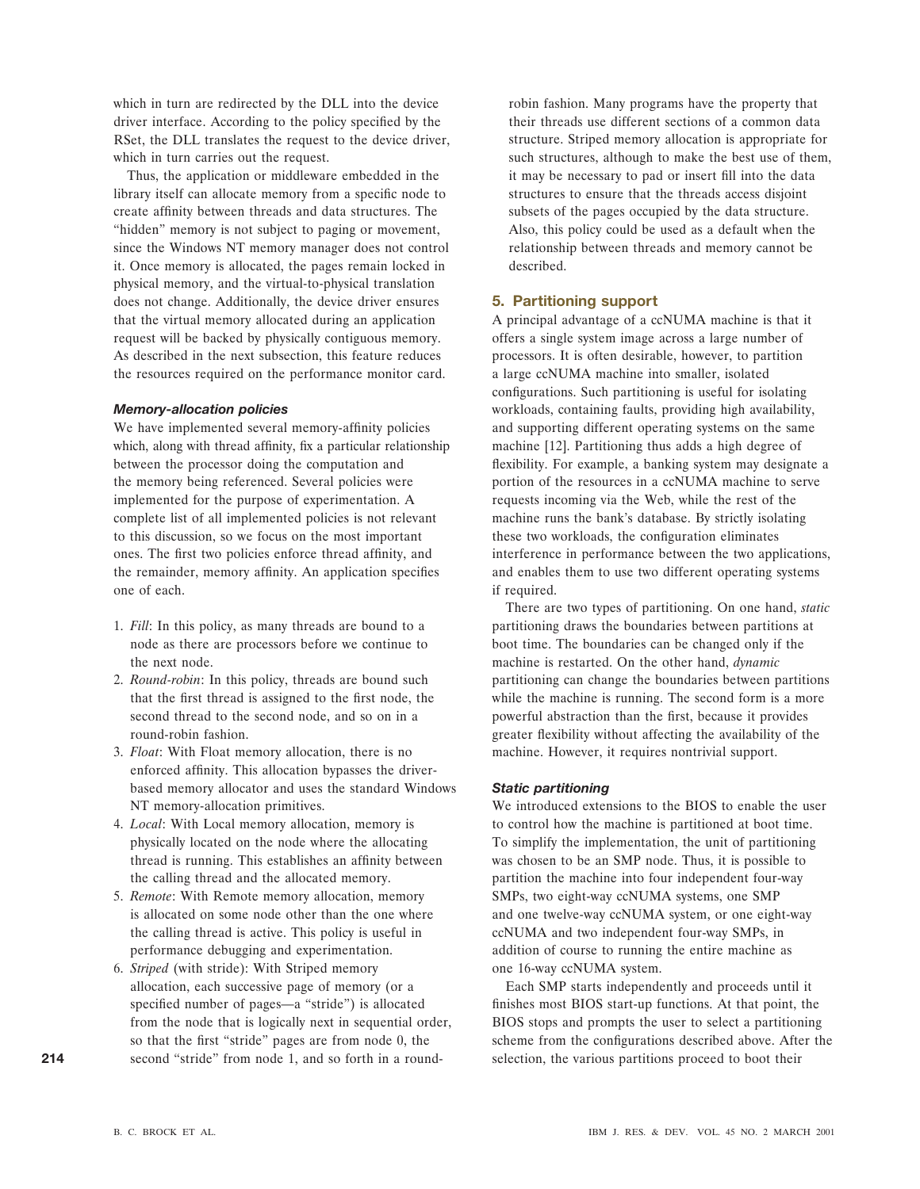which in turn are redirected by the DLL into the device driver interface. According to the policy specified by the RSet, the DLL translates the request to the device driver, which in turn carries out the request.

Thus, the application or middleware embedded in the library itself can allocate memory from a specific node to create affinity between threads and data structures. The "hidden" memory is not subject to paging or movement, since the Windows NT memory manager does not control it. Once memory is allocated, the pages remain locked in physical memory, and the virtual-to-physical translation does not change. Additionally, the device driver ensures that the virtual memory allocated during an application request will be backed by physically contiguous memory. As described in the next subsection, this feature reduces the resources required on the performance monitor card.

### *Memory-allocation policies*

We have implemented several memory-affinity policies which, along with thread affinity, fix a particular relationship between the processor doing the computation and the memory being referenced. Several policies were implemented for the purpose of experimentation. A complete list of all implemented policies is not relevant to this discussion, so we focus on the most important ones. The first two policies enforce thread affinity, and the remainder, memory affinity. An application specifies one of each.

1. *Fill*: In this policy, as many threads are bound to a node as there are processors before we continue to the next node.
2. *Round-robin*: In this policy, threads are bound such that the first thread is assigned to the first node, the second thread to the second node, and so on in a round-robin fashion.
3. *Float*: With Float memory allocation, there is no enforced affinity. This allocation bypasses the driver-based memory allocator and uses the standard Windows NT memory-allocation primitives.
4. *Local*: With Local memory allocation, memory is physically located on the node where the allocating thread is running. This establishes an affinity between the calling thread and the allocated memory.
5. *Remote*: With Remote memory allocation, memory is allocated on some node other than the one where the calling thread is active. This policy is useful in performance debugging and experimentation.
6. *Striped* (with stride): With Striped memory allocation, each successive page of memory (or a specified number of pages—a "stride") is allocated from the node that is logically next in sequential order, so that the first "stride" pages are from node 0, the second "stride" from node 1, and so forth in a round-robin fashion. Many programs have the property that their threads use different sections of a common data structure. Striped memory allocation is appropriate for such structures, although to make the best use of them, it may be necessary to pad or insert fill into the data structures to ensure that the threads access disjoint subsets of the pages occupied by the data structure. Also, this policy could be used as a default when the relationship between threads and memory cannot be described.

## 5. Partitioning support

A principal advantage of a ccNUMA machine is that it offers a single system image across a large number of processors. It is often desirable, however, to partition a large ccNUMA machine into smaller, isolated configurations. Such partitioning is useful for isolating workloads, containing faults, providing high availability, and supporting different operating systems on the same machine [12]. Partitioning thus adds a high degree of flexibility. For example, a banking system may designate a portion of the resources in a ccNUMA machine to serve requests incoming via the Web, while the rest of the machine runs the bank's database. By strictly isolating these two workloads, the configuration eliminates interference in performance between the two applications, and enables them to use two different operating systems if required.

There are two types of partitioning. On one hand, *static* partitioning draws the boundaries between partitions at boot time. The boundaries can be changed only if the machine is restarted. On the other hand, *dynamic* partitioning can change the boundaries between partitions while the machine is running. The second form is a more powerful abstraction than the first, because it provides greater flexibility without affecting the availability of the machine. However, it requires nontrivial support.

### *Static partitioning*

We introduced extensions to the BIOS to enable the user to control how the machine is partitioned at boot time. To simplify the implementation, the unit of partitioning was chosen to be an SMP node. Thus, it is possible to partition the machine into four independent four-way SMPs, two eight-way ccNUMA systems, one SMP and one twelve-way ccNUMA system, or one eight-way ccNUMA and two independent four-way SMPs, in addition of course to running the entire machine as one 16-way ccNUMA system.

Each SMP starts independently and proceeds until it finishes most BIOS start-up functions. At that point, the BIOS stops and prompts the user to select a partitioning scheme from the configurations described above. After the selection, the various partitions proceed to boot their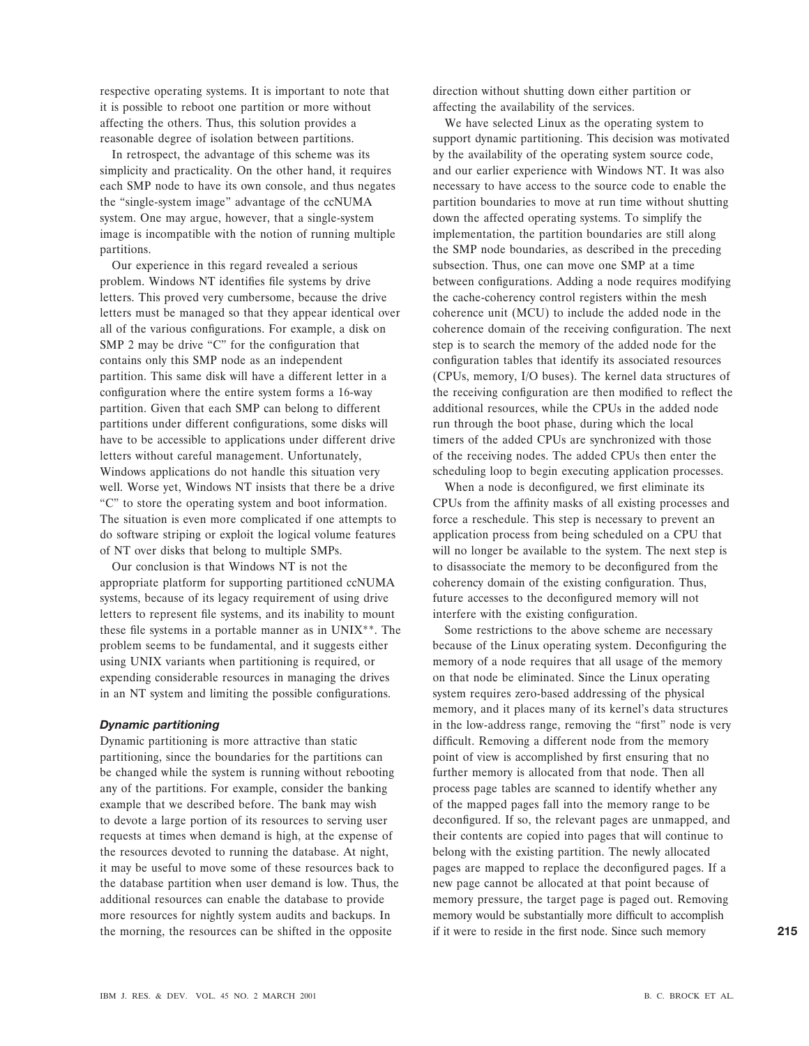respective operating systems. It is important to note that it is possible to reboot one partition or more without affecting the others. Thus, this solution provides a reasonable degree of isolation between partitions.

In retrospect, the advantage of this scheme was its simplicity and practicality. On the other hand, it requires each SMP node to have its own console, and thus negates the "single-system image" advantage of the ccNUMA system. One may argue, however, that a single-system image is incompatible with the notion of running multiple partitions.

Our experience in this regard revealed a serious problem. Windows NT identifies file systems by drive letters. This proved very cumbersome, because the drive letters must be managed so that they appear identical over all of the various configurations. For example, a disk on SMP 2 may be drive "C" for the configuration that contains only this SMP node as an independent partition. This same disk will have a different letter in a configuration where the entire system forms a 16-way partition. Given that each SMP can belong to different partitions under different configurations, some disks will have to be accessible to applications under different drive letters without careful management. Unfortunately, Windows applications do not handle this situation very well. Worse yet, Windows NT insists that there be a drive "C" to store the operating system and boot information. The situation is even more complicated if one attempts to do software striping or exploit the logical volume features of NT over disks that belong to multiple SMPs.

Our conclusion is that Windows NT is not the appropriate platform for supporting partitioned ccNUMA systems, because of its legacy requirement of using drive letters to represent file systems, and its inability to mount these file systems in a portable manner as in UNIX**. The problem seems to be fundamental, and it suggests either using UNIX variants when partitioning is required, or expending considerable resources in managing the drives in an NT system and limiting the possible configurations.

### *Dynamic partitioning*

Dynamic partitioning is more attractive than static partitioning, since the boundaries for the partitions can be changed while the system is running without rebooting any of the partitions. For example, consider the banking example that we described before. The bank may wish to devote a large portion of its resources to serving user requests at times when demand is high, at the expense of the resources devoted to running the database. At night, it may be useful to move some of these resources back to the database partition when user demand is low. Thus, the additional resources can enable the database to provide more resources for nightly system audits and backups. In the morning, the resources can be shifted in the opposite direction without shutting down either partition or affecting the availability of the services.

We have selected Linux as the operating system to support dynamic partitioning. This decision was motivated by the availability of the operating system source code, and our earlier experience with Windows NT. It was also necessary to have access to the source code to enable the partition boundaries to move at run time without shutting down the affected operating systems. To simplify the implementation, the partition boundaries are still along the SMP node boundaries, as described in the preceding subsection. Thus, one can move one SMP at a time between configurations. Adding a node requires modifying the cache-coherency control registers within the mesh coherence unit (MCU) to include the added node in the coherence domain of the receiving configuration. The next step is to search the memory of the added node for the configuration tables that identify its associated resources (CPUs, memory, I/O buses). The kernel data structures of the receiving configuration are then modified to reflect the additional resources, while the CPUs in the added node run through the boot phase, during which the local timers of the added CPUs are synchronized with those of the receiving nodes. The added CPUs then enter the scheduling loop to begin executing application processes.

When a node is deconfigured, we first eliminate its CPUs from the affinity masks of all existing processes and force a reschedule. This step is necessary to prevent an application process from being scheduled on a CPU that will no longer be available to the system. The next step is to disassociate the memory to be deconfigured from the coherency domain of the existing configuration. Thus, future accesses to the deconfigured memory will not interfere with the existing configuration.

Some restrictions to the above scheme are necessary because of the Linux operating system. Deconfiguring the memory of a node requires that all usage of the memory on that node be eliminated. Since the Linux operating system requires zero-based addressing of the physical memory, and it places many of its kernel's data structures in the low-address range, removing the "first" node is very difficult. Removing a different node from the memory point of view is accomplished by first ensuring that no further memory is allocated from that node. Then all process page tables are scanned to identify whether any of the mapped pages fall into the memory range to be deconfigured. If so, the relevant pages are unmapped, and their contents are copied into pages that will continue to belong with the existing partition. The newly allocated pages are mapped to replace the deconfigured pages. If a new page cannot be allocated at that point because of memory pressure, the target page is paged out. Removing memory would be substantially more difficult to accomplish if it were to reside in the first node. Since such memory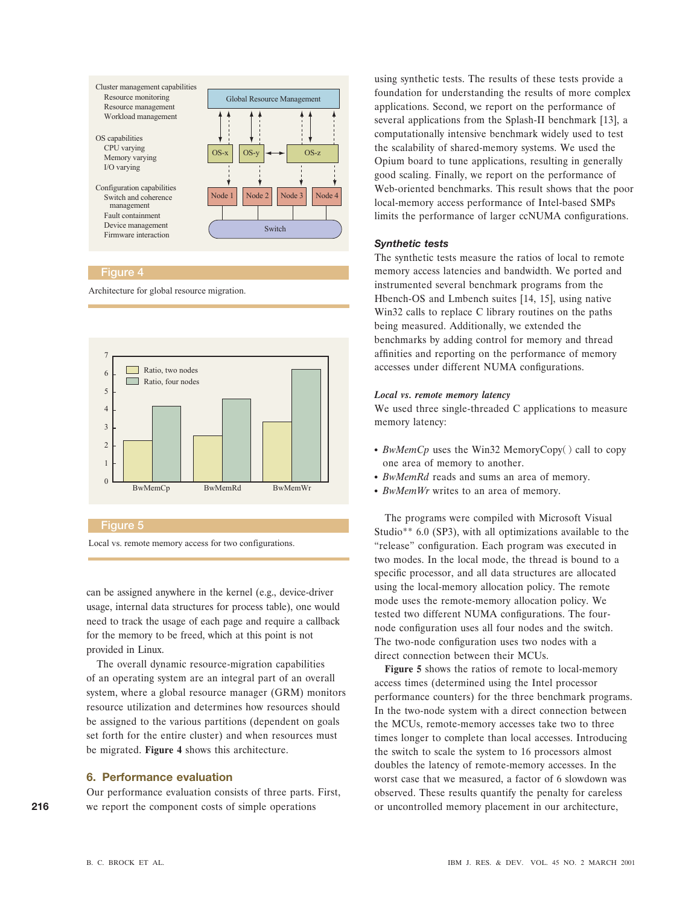Figure 4

Architecture for global resource migration.

Figure 5

Local vs. remote memory access for two configurations.

can be assigned anywhere in the kernel (e.g., device-driver usage, internal data structures for process table), one would need to track the usage of each page and require a callback for the memory to be freed, which at this point is not provided in Linux.

The overall dynamic resource-migration capabilities of an operating system are an integral part of an overall system, where a global resource manager (GRM) monitors resource utilization and determines how resources should be assigned to the various partitions (dependent on goals set forth for the entire cluster) and when resources must be migrated. **Figure 4** shows this architecture.

## 6. Performance evaluation

Our performance evaluation consists of three parts. First, we report the component costs of simple operations using synthetic tests. The results of these tests provide a foundation for understanding the results of more complex applications. Second, we report on the performance of several applications from the Splash-II benchmark [13], a computationally intensive benchmark widely used to test the scalability of shared-memory systems. We used the Opium board to tune applications, resulting in generally good scaling. Finally, we report on the performance of Web-oriented benchmarks. This result shows that the poor local-memory access performance of Intel-based SMPs limits the performance of larger ccNUMA configurations.

### Synthetic tests

The synthetic tests measure the ratios of local to remote memory access latencies and bandwidth. We ported and instrumented several benchmark programs from the Hbench-OS and Lmbench suites [14, 15], using native Win32 calls to replace C library routines on the paths being measured. Additionally, we extended the benchmarks by adding control for memory and thread affinities and reporting on the performance of memory accesses under different NUMA configurations.

#### *Local vs. remote memory latency*

We used three single-threaded C applications to measure memory latency:

- *BwMemCp* uses the Win32 MemoryCopy( ) call to copy one area of memory to another.
- *BwMemRd* reads and sums an area of memory.
- *BwMemWr* writes to an area of memory.

The programs were compiled with Microsoft Visual Studio** 6.0 (SP3), with all optimizations available to the "release" configuration. Each program was executed in two modes. In the local mode, the thread is bound to a specific processor, and all data structures are allocated using the local-memory allocation policy. The remote mode uses the remote-memory allocation policy. We tested two different NUMA configurations. The four-node configuration uses all four nodes and the switch. The two-node configuration uses two nodes with a direct connection between their MCUs.

**Figure 5** shows the ratios of remote to local-memory access times (determined using the Intel processor performance counters) for the three benchmark programs. In the two-node system with a direct connection between the MCUs, remote-memory accesses take two to three times longer to complete than local accesses. Introducing the switch to scale the system to 16 processors almost doubles the latency of remote-memory accesses. In the worst case that we measured, a factor of 6 slowdown was observed. These results quantify the penalty for careless or uncontrolled memory placement in our architecture,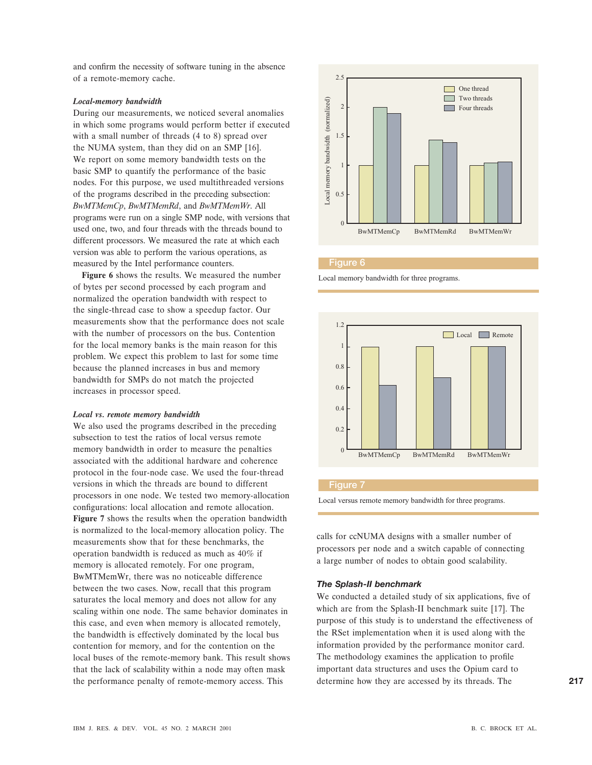and confirm the necessity of software tuning in the absence of a remote-memory cache.

### *Local-memory bandwidth*

During our measurements, we noticed several anomalies in which some programs would perform better if executed with a small number of threads (4 to 8) spread over the NUMA system, than they did on an SMP [16]. We report on some memory bandwidth tests on the basic SMP to quantify the performance of the basic nodes. For this purpose, we used multithreaded versions of the programs described in the preceding subsection: *BwMTMemCp*, *BwMTMemRd*, and *BwMTMemWr*. All programs were run on a single SMP node, with versions that used one, two, and four threads with the threads bound to different processors. We measured the rate at which each version was able to perform the various operations, as measured by the Intel performance counters.

**Figure 6** shows the results. We measured the number of bytes per second processed by each program and normalized the operation bandwidth with respect to the single-thread case to show a speedup factor. Our measurements show that the performance does not scale with the number of processors on the bus. Contention for the local memory banks is the main reason for this problem. We expect this problem to last for some time because the planned increases in bus and memory bandwidth for SMPs do not match the projected increases in processor speed.

Figure 6

Local memory bandwidth for three programs.

### *Local vs. remote memory bandwidth*

We also used the programs described in the preceding subsection to test the ratios of local versus remote memory bandwidth in order to measure the penalties associated with the additional hardware and coherence protocol in the four-node case. We used the four-thread versions in which the threads are bound to different processors in one node. We tested two memory-allocation configurations: local allocation and remote allocation. **Figure 7** shows the results when the operation bandwidth is normalized to the local-memory allocation policy. The measurements show that for these benchmarks, the operation bandwidth is reduced as much as 40% if memory is allocated remotely. For one program, BwMTMemWr, there was no noticeable difference between the two cases. Now, recall that this program saturates the local memory and does not allow for any scaling within one node. The same behavior dominates in this case, and even when memory is allocated remotely, the bandwidth is effectively dominated by the local bus and the contention for memory, and for the contention on the local buses of the remote-memory bank. This result shows that the lack of scalability within a node may often mask the performance penalty of remote-memory access. This calls for ccNUMA designs with a smaller number of processors per node and a switch capable of connecting a large number of nodes to obtain good scalability.

Figure 7

Local versus remote memory bandwidth for three programs.

### *The Splash-II benchmark*

We conducted a detailed study of six applications, five of which are from the Splash-II benchmark suite [17]. The purpose of this study is to understand the effectiveness of the RSet implementation when it is used along with the information provided by the performance monitor card. The methodology examines the application to profile important data structures and uses the Opium card to determine how they are accessed by its threads. The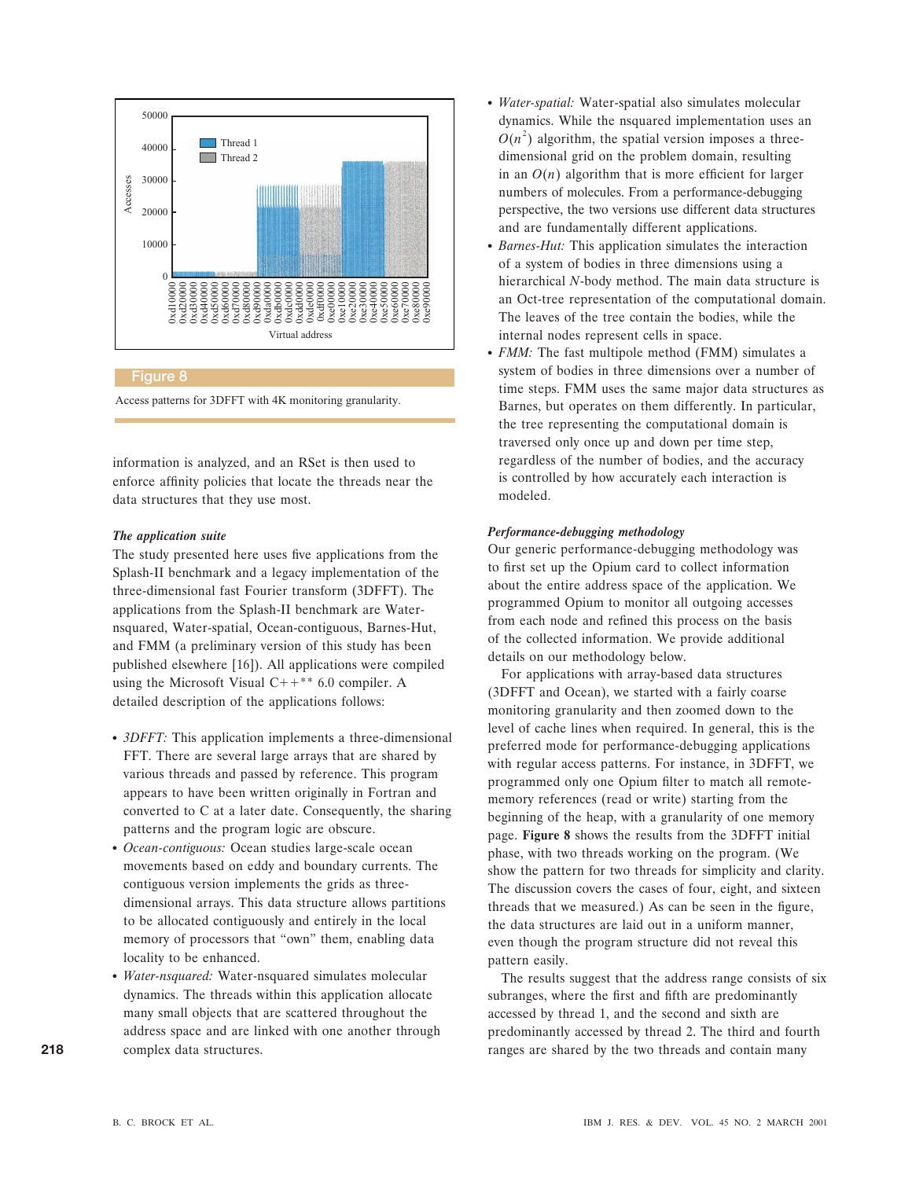Figure 8

Access patterns for 3DFFT with 4K monitoring granularity.

information is analyzed, and an RSet is then used to enforce affinity policies that locate the threads near the data structures that they use most.

### *The application suite*

The study presented here uses five applications from the Splash-II benchmark and a legacy implementation of the three-dimensional fast Fourier transform (3DFFT). The applications from the Splash-II benchmark are Water-nsquared, Water-spatial, Ocean-contiguous, Barnes-Hut, and FMM (a preliminary version of this study has been published elsewhere [16]). All applications were compiled using the Microsoft Visual C++** 6.0 compiler. A detailed description of the applications follows:

- *3DFFT:* This application implements a three-dimensional FFT. There are several large arrays that are shared by various threads and passed by reference. This program appears to have been written originally in Fortran and converted to C at a later date. Consequently, the sharing patterns and the program logic are obscure.
- *Ocean-contiguous:* Ocean studies large-scale ocean movements based on eddy and boundary currents. The contiguous version implements the grids as three-dimensional arrays. This data structure allows partitions to be allocated contiguously and entirely in the local memory of processors that "own" them, enabling data locality to be enhanced.
- *Water-nsquared:* Water-nsquared simulates molecular dynamics. The threads within this application allocate many small objects that are scattered throughout the address space and are linked with one another through complex data structures.
- *Water-spatial:* Water-spatial also simulates molecular dynamics. While the nsquared implementation uses an $O(n^2)$ algorithm, the spatial version imposes a three-dimensional grid on the problem domain, resulting in an $O(n)$ algorithm that is more efficient for larger numbers of molecules. From a performance-debugging perspective, the two versions use different data structures and are fundamentally different applications.
- *Barnes-Hut:* This application simulates the interaction of a system of bodies in three dimensions using a hierarchical $N$-body method. The main data structure is an Oct-tree representation of the computational domain. The leaves of the tree contain the bodies, while the internal nodes represent cells in space.
- *FMM:* The fast multipole method (FMM) simulates a system of bodies in three dimensions over a number of time steps. FMM uses the same major data structures as Barnes, but operates on them differently. In particular, the tree representing the computational domain is traversed only once up and down per time step, regardless of the number of bodies, and the accuracy is controlled by how accurately each interaction is modeled.

### *Performance-debugging methodology*

Our generic performance-debugging methodology was to first set up the Opium card to collect information about the entire address space of the application. We programmed Opium to monitor all outgoing accesses from each node and refined this process on the basis of the collected information. We provide additional details on our methodology below.

For applications with array-based data structures (3DFFT and Ocean), we started with a fairly coarse monitoring granularity and then zoomed down to the level of cache lines when required. In general, this is the preferred mode for performance-debugging applications with regular access patterns. For instance, in 3DFFT, we programmed only one Opium filter to match all remote-memory references (read or write) starting from the beginning of the heap, with a granularity of one memory page. **Figure 8** shows the results from the 3DFFT initial phase, with two threads working on the program. (We show the pattern for two threads for simplicity and clarity. The discussion covers the cases of four, eight, and sixteen threads that we measured.) As can be seen in the figure, the data structures are laid out in a uniform manner, even though the program structure did not reveal this pattern easily.

The results suggest that the address range consists of six subranges, where the first and fifth are predominantly accessed by thread 1, and the second and sixth are predominantly accessed by thread 2. The third and fourth ranges are shared by the two threads and contain many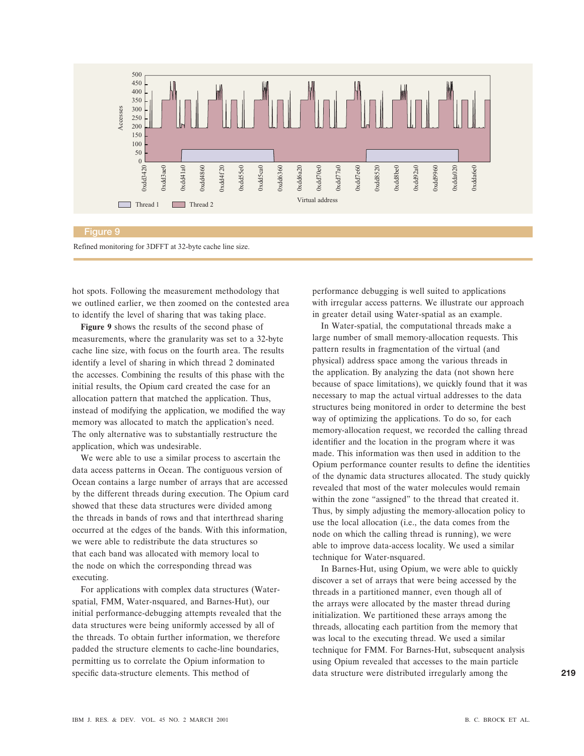**Figure 9**

Refined monitoring for 3DFFT at 32-byte cache line size.

hot spots. Following the measurement methodology that we outlined earlier, we then zoomed on the contested area to identify the level of sharing that was taking place.

**Figure 9** shows the results of the second phase of measurements, where the granularity was set to a 32-byte cache line size, with focus on the fourth area. The results identify a level of sharing in which thread 2 dominated the accesses. Combining the results of this phase with the initial results, the Opium card created the case for an allocation pattern that matched the application. Thus, instead of modifying the application, we modified the way memory was allocated to match the application's need. The only alternative was to substantially restructure the application, which was undesirable.

We were able to use a similar process to ascertain the data access patterns in Ocean. The contiguous version of Ocean contains a large number of arrays that are accessed by the different threads during execution. The Opium card showed that these data structures were divided among the threads in bands of rows and that interthread sharing occurred at the edges of the bands. With this information, we were able to redistribute the data structures so that each band was allocated with memory local to the node on which the corresponding thread was executing.

For applications with complex data structures (Water-spatial, FMM, Water-nsquared, and Barnes-Hut), our initial performance-debugging attempts revealed that the data structures were being uniformly accessed by all of the threads. To obtain further information, we therefore padded the structure elements to cache-line boundaries, permitting us to correlate the Opium information to specific data-structure elements. This method of performance debugging is well suited to applications with irregular access patterns. We illustrate our approach in greater detail using Water-spatial as an example.

In Water-spatial, the computational threads make a large number of small memory-allocation requests. This pattern results in fragmentation of the virtual (and physical) address space among the various threads in the application. By analyzing the data (not shown here because of space limitations), we quickly found that it was necessary to map the actual virtual addresses to the data structures being monitored in order to determine the best way of optimizing the applications. To do so, for each memory-allocation request, we recorded the calling thread identifier and the location in the program where it was made. This information was then used in addition to the Opium performance counter results to define the identities of the dynamic data structures allocated. The study quickly revealed that most of the water molecules would remain within the zone "assigned" to the thread that created it. Thus, by simply adjusting the memory-allocation policy to use the local allocation (i.e., the data comes from the node on which the calling thread is running), we were able to improve data-access locality. We used a similar technique for Water-nsquared.

In Barnes-Hut, using Opium, we were able to quickly discover a set of arrays that were being accessed by the threads in a partitioned manner, even though all of the arrays were allocated by the master thread during initialization. We partitioned these arrays among the threads, allocating each partition from the memory that was local to the executing thread. We used a similar technique for FMM. For Barnes-Hut, subsequent analysis using Opium revealed that accesses to the main particle data structure were distributed irregularly among the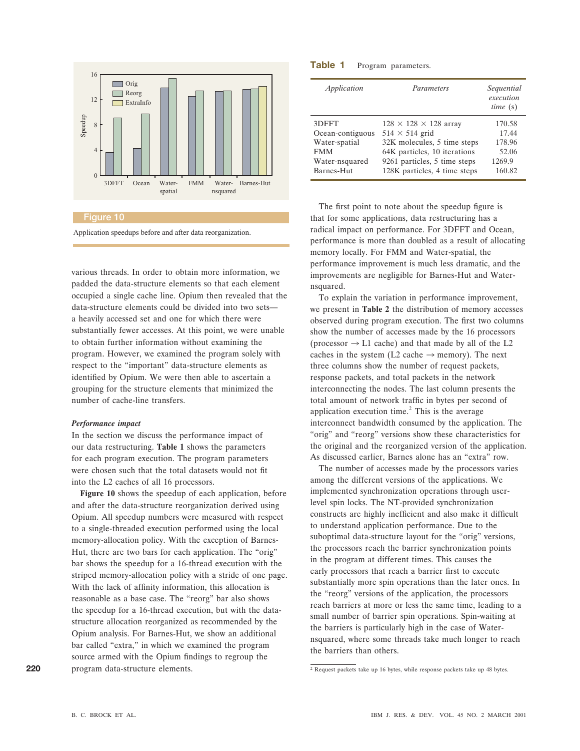Figure 10

Application speedups before and after data reorganization.

various threads. In order to obtain more information, we padded the data-structure elements so that each element occupied a single cache line. Opium then revealed that the data-structure elements could be divided into two sets—a heavily accessed set and one for which there were substantially fewer accesses. At this point, we were unable to obtain further information without examining the program. However, we examined the program solely with respect to the "important" data-structure elements as identified by Opium. We were then able to ascertain a grouping for the structure elements that minimized the number of cache-line transfers.

### *Performance impact*

In the section we discuss the performance impact of our data restructuring. **Table 1** shows the parameters for each program execution. The program parameters were chosen such that the total datasets would not fit into the L2 caches of all 16 processors.

**Figure 10** shows the speedup of each application, before and after the data-structure reorganization derived using Opium. All speedup numbers were measured with respect to a single-threaded execution performed using the local memory-allocation policy. With the exception of Barnes-Hut, there are two bars for each application. The "orig" bar shows the speedup for a 16-thread execution with the striped memory-allocation policy with a stride of one page. With the lack of affinity information, this allocation is reasonable as a base case. The "reorg" bar also shows the speedup for a 16-thread execution, but with the data-structure allocation reorganized as recommended by the Opium analysis. For Barnes-Hut, we show an additional bar called "extra," in which we examined the program source armed with the Opium findings to regroup the program data-structure elements.

**Table 1** Program parameters.

| *Application* | *Parameters* | *Sequential execution time* (s) |
|---|---|---|
| 3DFFT | $128 \times 128 \times 128$ array | 170.58 |
| Ocean-contiguous | $514 \times 514$ grid | 17.44 |
| Water-spatial | 32K molecules, 5 time steps | 178.96 |
| FMM | 64K particles, 10 iterations | 52.06 |
| Water-nsquared | 9261 particles, 5 time steps | 1269.9 |
| Barnes-Hut | 128K particles, 4 time steps | 160.82 |

The first point to note about the speedup figure is that for some applications, data restructuring has a radical impact on performance. For 3DFFT and Ocean, performance is more than doubled as a result of allocating memory locally. For FMM and Water-spatial, the performance improvement is much less dramatic, and the improvements are negligible for Barnes-Hut and Water-nsquared.

To explain the variation in performance improvement, we present in **Table 2** the distribution of memory accesses observed during program execution. The first two columns show the number of accesses made by the 16 processors (processor $\rightarrow$ L1 cache) and that made by all of the L2 caches in the system (L2 cache $\rightarrow$ memory). The next three columns show the number of request packets, response packets, and total packets in the network interconnecting the nodes. The last column presents the total amount of network traffic in bytes per second of application execution time.[2] This is the average interconnect bandwidth consumed by the application. The "orig" and "reorg" versions show these characteristics for the original and the reorganized version of the application. As discussed earlier, Barnes alone has an "extra" row.

The number of accesses made by the processors varies among the different versions of the applications. We implemented synchronization operations through user-level spin locks. The NT-provided synchronization constructs are highly inefficient and also make it difficult to understand application performance. Due to the suboptimal data-structure layout for the "orig" versions, the processors reach the barrier synchronization points in the program at different times. This causes the early processors that reach a barrier first to execute substantially more spin operations than the later ones. In the "reorg" versions of the application, the processors reach barriers at more or less the same time, leading to a small number of barrier spin operations. Spin-waiting at the barriers is particularly high in the case of Water-nsquared, where some threads take much longer to reach the barriers than others.

[2] Request packets take up 16 bytes, while response packets take up 48 bytes.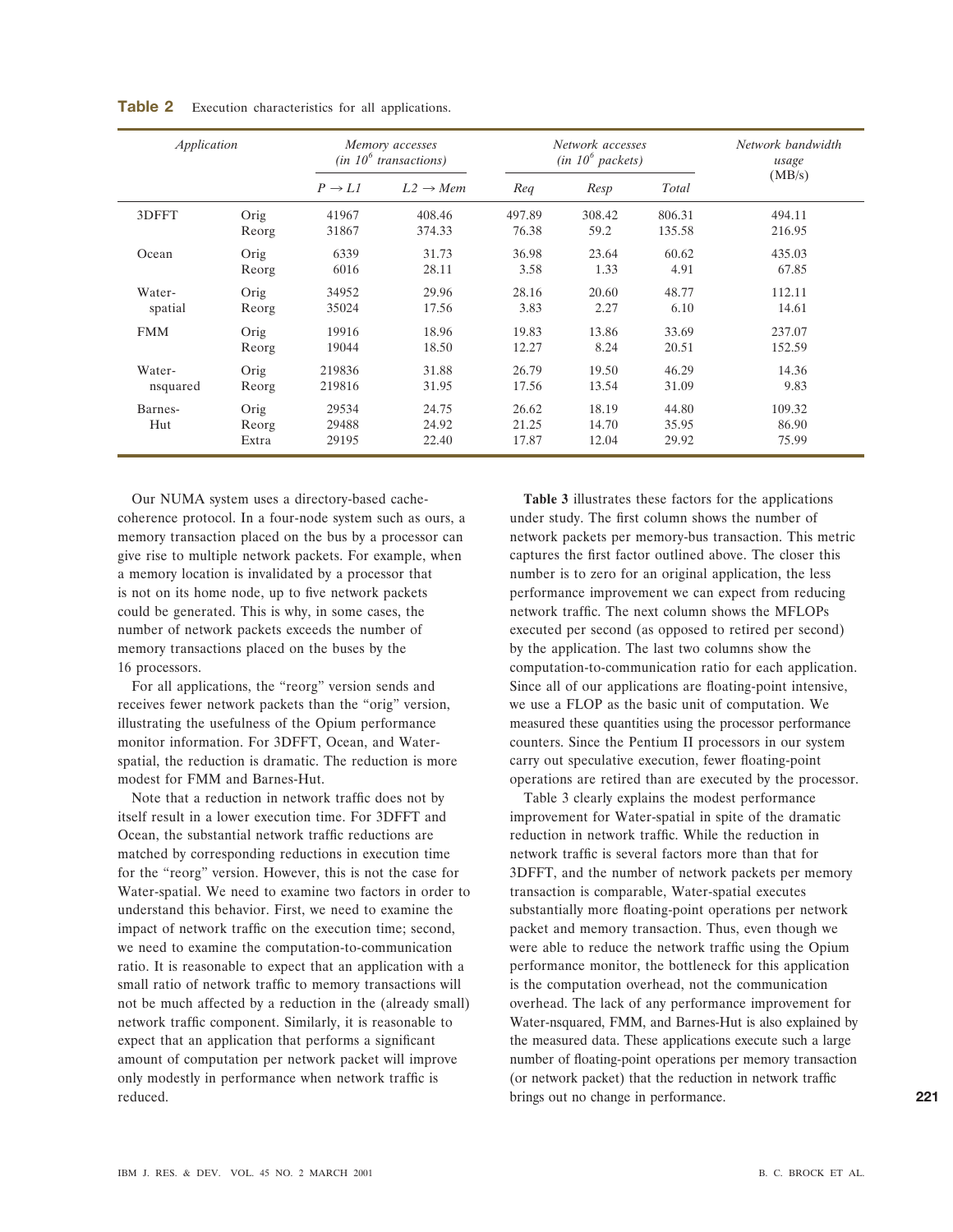**Table 2** Execution characteristics for all applications.

| *Application* | | *Memory accesses (in $10^6$ transactions)* | | *Network accesses (in $10^6$ packets)* | | | *Network bandwidth usage* (MB/s) |
|---|---|---|---|---|---|---|---|
| | | $P \rightarrow L1$ | $L2 \rightarrow Mem$ | *Req* | *Resp* | *Total* | |
| 3DFFT | Orig | 41967 | 408.46 | 497.89 | 308.42 | 806.31 | 494.11 |
| | Reorg | 31867 | 374.33 | 76.38 | 59.2 | 135.58 | 216.95 |
| Ocean | Orig | 6339 | 31.73 | 36.98 | 23.64 | 60.62 | 435.03 |
| | Reorg | 6016 | 28.11 | 3.58 | 1.33 | 4.91 | 67.85 |
| Water-spatial | Orig | 34952 | 29.96 | 28.16 | 20.60 | 48.77 | 112.11 |
| | Reorg | 35024 | 17.56 | 3.83 | 2.27 | 6.10 | 14.61 |
| FMM | Orig | 19916 | 18.96 | 19.83 | 13.86 | 33.69 | 237.07 |
| | Reorg | 19044 | 18.50 | 12.27 | 8.24 | 20.51 | 152.59 |
| Water-nsquared | Orig | 219836 | 31.88 | 26.79 | 19.50 | 46.29 | 14.36 |
| | Reorg | 219816 | 31.95 | 17.56 | 13.54 | 31.09 | 9.83 |
| Barnes-Hut | Orig | 29534 | 24.75 | 26.62 | 18.19 | 44.80 | 109.32 |
| | Reorg | 29488 | 24.92 | 21.25 | 14.70 | 35.95 | 86.90 |
| | Extra | 29195 | 22.40 | 17.87 | 12.04 | 29.92 | 75.99 |

Our NUMA system uses a directory-based cache-coherence protocol. In a four-node system such as ours, a memory transaction placed on the bus by a processor can give rise to multiple network packets. For example, when a memory location is invalidated by a processor that is not on its home node, up to five network packets could be generated. This is why, in some cases, the number of network packets exceeds the number of memory transactions placed on the buses by the 16 processors.

For all applications, the "reorg" version sends and receives fewer network packets than the "orig" version, illustrating the usefulness of the Opium performance monitor information. For 3DFFT, Ocean, and Water-spatial, the reduction is dramatic. The reduction is more modest for FMM and Barnes-Hut.

Note that a reduction in network traffic does not by itself result in a lower execution time. For 3DFFT and Ocean, the substantial network traffic reductions are matched by corresponding reductions in execution time for the "reorg" version. However, this is not the case for Water-spatial. We need to examine two factors in order to understand this behavior. First, we need to examine the impact of network traffic on the execution time; second, we need to examine the computation-to-communication ratio. It is reasonable to expect that an application with a small ratio of network traffic to memory transactions will not be much affected by a reduction in the (already small) network traffic component. Similarly, it is reasonable to expect that an application that performs a significant amount of computation per network packet will improve only modestly in performance when network traffic is reduced.

**Table 3** illustrates these factors for the applications under study. The first column shows the number of network packets per memory-bus transaction. This metric captures the first factor outlined above. The closer this number is to zero for an original application, the less performance improvement we can expect from reducing network traffic. The next column shows the MFLOPs executed per second (as opposed to retired per second) by the application. The last two columns show the computation-to-communication ratio for each application. Since all of our applications are floating-point intensive, we use a FLOP as the basic unit of computation. We measured these quantities using the processor performance counters. Since the Pentium II processors in our system carry out speculative execution, fewer floating-point operations are retired than are executed by the processor.

Table 3 clearly explains the modest performance improvement for Water-spatial in spite of the dramatic reduction in network traffic. While the reduction in network traffic is several factors more than that for 3DFFT, and the number of network packets per memory transaction is comparable, Water-spatial executes substantially more floating-point operations per network packet and memory transaction. Thus, even though we were able to reduce the network traffic using the Opium performance monitor, the bottleneck for this application is the computation overhead, not the communication overhead. The lack of any performance improvement for Water-nsquared, FMM, and Barnes-Hut is also explained by the measured data. These applications execute such a large number of floating-point operations per memory transaction (or network packet) that the reduction in network traffic brings out no change in performance.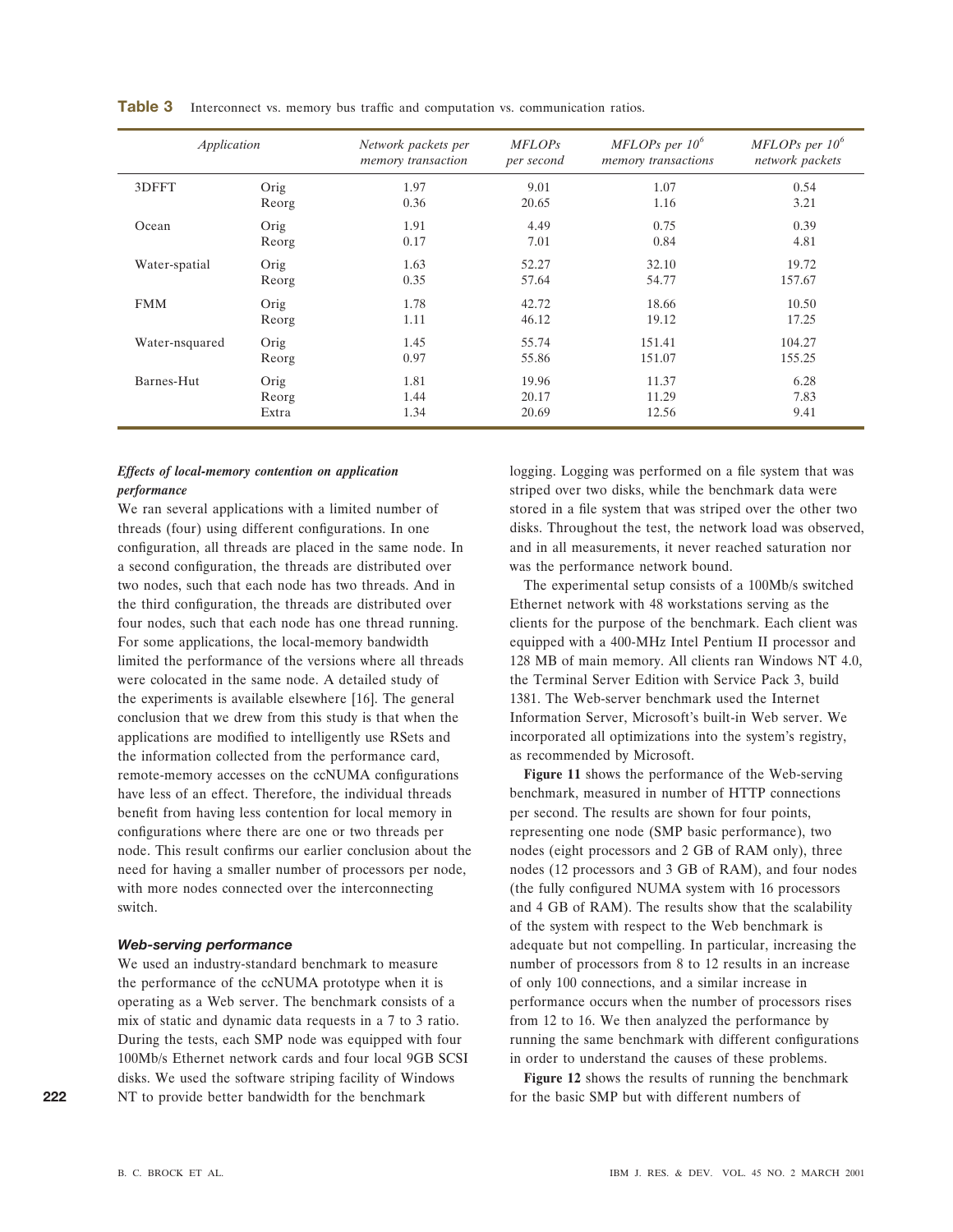**Table 3** Interconnect vs. memory bus traffic and computation vs. communication ratios.

| Application | | Network packets per memory transaction | MFLOPs per second | MFLOPs per $10^6$ memory transactions | MFLOPs per $10^6$ network packets |
|---|---|---|---|---|---|
| 3DFFT | Orig | 1.97 | 9.01 | 1.07 | 0.54 |
| | Reorg | 0.36 | 20.65 | 1.16 | 3.21 |
| Ocean | Orig | 1.91 | 4.49 | 0.75 | 0.39 |
| | Reorg | 0.17 | 7.01 | 0.84 | 4.81 |
| Water-spatial | Orig | 1.63 | 52.27 | 32.10 | 19.72 |
| | Reorg | 0.35 | 57.64 | 54.77 | 157.67 |
| FMM | Orig | 1.78 | 42.72 | 18.66 | 10.50 |
| | Reorg | 1.11 | 46.12 | 19.12 | 17.25 |
| Water-nsquared | Orig | 1.45 | 55.74 | 151.41 | 104.27 |
| | Reorg | 0.97 | 55.86 | 151.07 | 155.25 |
| Barnes-Hut | Orig | 1.81 | 19.96 | 11.37 | 6.28 |
| | Reorg | 1.44 | 20.17 | 11.29 | 7.83 |
| | Extra | 1.34 | 20.69 | 12.56 | 9.41 |

***Effects of local-memory contention on application performance***

We ran several applications with a limited number of threads (four) using different configurations. In one configuration, all threads are placed in the same node. In a second configuration, the threads are distributed over two nodes, such that each node has two threads. And in the third configuration, the threads are distributed over four nodes, such that each node has one thread running. For some applications, the local-memory bandwidth limited the performance of the versions where all threads were colocated in the same node. A detailed study of the experiments is available elsewhere [16]. The general conclusion that we drew from this study is that when the applications are modified to intelligently use RSets and the information collected from the performance card, remote-memory accesses on the ccNUMA configurations have less of an effect. Therefore, the individual threads benefit from having less contention for local memory in configurations where there are one or two threads per node. This result confirms our earlier conclusion about the need for having a smaller number of processors per node, with more nodes connected over the interconnecting switch.

### Web-serving performance

We used an industry-standard benchmark to measure the performance of the ccNUMA prototype when it is operating as a Web server. The benchmark consists of a mix of static and dynamic data requests in a 7 to 3 ratio. During the tests, each SMP node was equipped with four 100Mb/s Ethernet network cards and four local 9GB SCSI disks. We used the software striping facility of Windows NT to provide better bandwidth for the benchmark logging. Logging was performed on a file system that was striped over two disks, while the benchmark data were stored in a file system that was striped over the other two disks. Throughout the test, the network load was observed, and in all measurements, it never reached saturation nor was the performance network bound.

The experimental setup consists of a 100Mb/s switched Ethernet network with 48 workstations serving as the clients for the purpose of the benchmark. Each client was equipped with a 400-MHz Intel Pentium II processor and 128 MB of main memory. All clients ran Windows NT 4.0, the Terminal Server Edition with Service Pack 3, build 1381. The Web-server benchmark used the Internet Information Server, Microsoft's built-in Web server. We incorporated all optimizations into the system's registry, as recommended by Microsoft.

**Figure 11** shows the performance of the Web-serving benchmark, measured in number of HTTP connections per second. The results are shown for four points, representing one node (SMP basic performance), two nodes (eight processors and 2 GB of RAM only), three nodes (12 processors and 3 GB of RAM), and four nodes (the fully configured NUMA system with 16 processors and 4 GB of RAM). The results show that the scalability of the system with respect to the Web benchmark is adequate but not compelling. In particular, increasing the number of processors from 8 to 12 results in an increase of only 100 connections, and a similar increase in performance occurs when the number of processors rises from 12 to 16. We then analyzed the performance by running the same benchmark with different configurations in order to understand the causes of these problems.

**Figure 12** shows the results of running the benchmark for the basic SMP but with different numbers of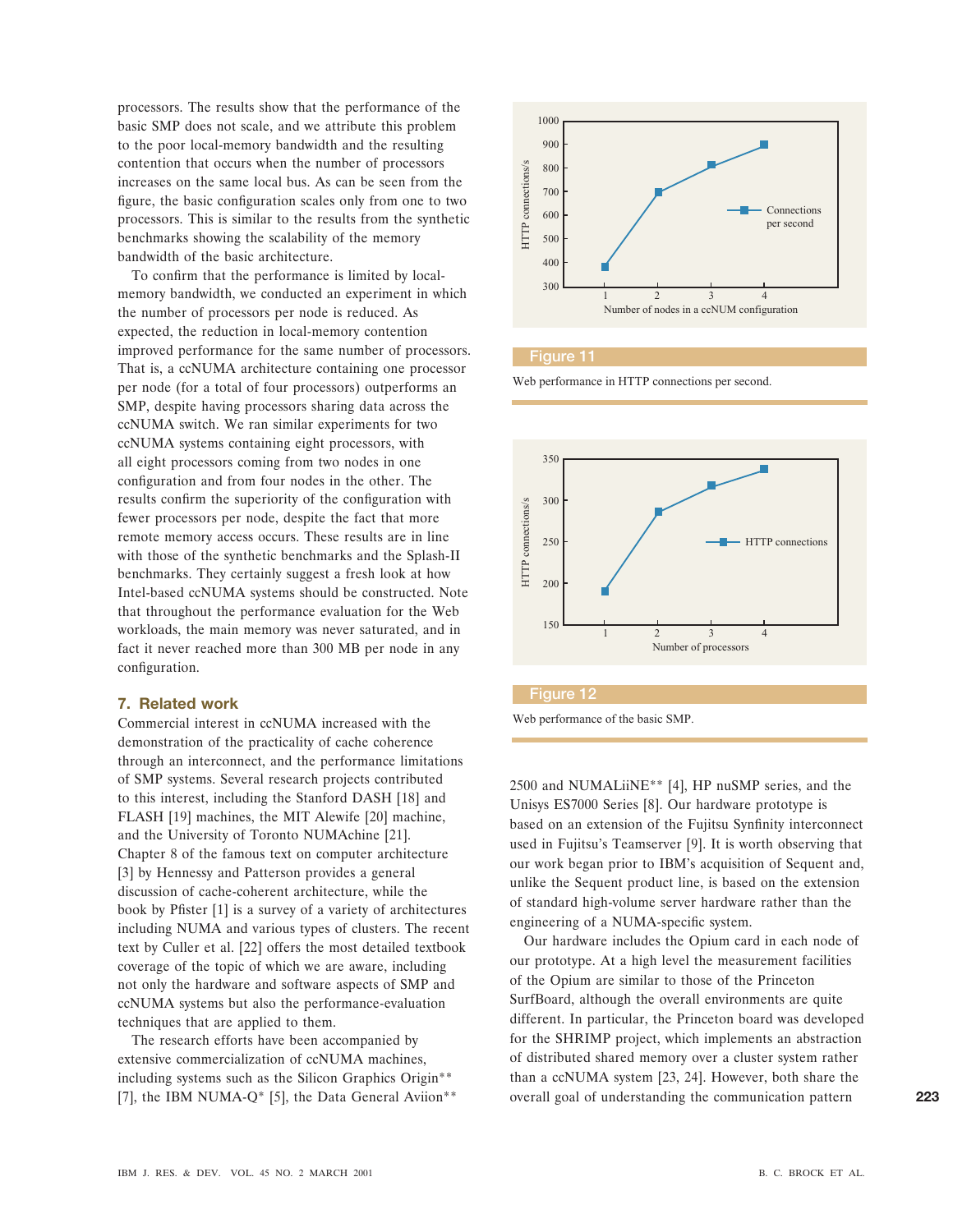processors. The results show that the performance of the basic SMP does not scale, and we attribute this problem to the poor local-memory bandwidth and the resulting contention that occurs when the number of processors increases on the same local bus. As can be seen from the figure, the basic configuration scales only from one to two processors. This is similar to the results from the synthetic benchmarks showing the scalability of the memory bandwidth of the basic architecture.

To confirm that the performance is limited by local-memory bandwidth, we conducted an experiment in which the number of processors per node is reduced. As expected, the reduction in local-memory contention improved performance for the same number of processors. That is, a ccNUMA architecture containing one processor per node (for a total of four processors) outperforms an SMP, despite having processors sharing data across the ccNUMA switch. We ran similar experiments for two ccNUMA systems containing eight processors, with all eight processors coming from two nodes in one configuration and from four nodes in the other. The results confirm the superiority of the configuration with fewer processors per node, despite the fact that more remote memory access occurs. These results are in line with those of the synthetic benchmarks and the Splash-II benchmarks. They certainly suggest a fresh look at how Intel-based ccNUMA systems should be constructed. Note that throughout the performance evaluation for the Web workloads, the main memory was never saturated, and in fact it never reached more than 300 MB per node in any configuration.

**Figure 11**

Web performance in HTTP connections per second.

**Figure 12**

Web performance of the basic SMP.

## 7. Related work

Commercial interest in ccNUMA increased with the demonstration of the practicality of cache coherence through an interconnect, and the performance limitations of SMP systems. Several research projects contributed to this interest, including the Stanford DASH [18] and FLASH [19] machines, the MIT Alewife [20] machine, and the University of Toronto NUMAchine [21]. Chapter 8 of the famous text on computer architecture [3] by Hennessy and Patterson provides a general discussion of cache-coherent architecture, while the book by Pfister [1] is a survey of a variety of architectures including NUMA and various types of clusters. The recent text by Culler et al. [22] offers the most detailed textbook coverage of the topic of which we are aware, including not only the hardware and software aspects of SMP and ccNUMA systems but also the performance-evaluation techniques that are applied to them.

The research efforts have been accompanied by extensive commercialization of ccNUMA machines, including systems such as the Silicon Graphics Origin** [7], the IBM NUMA-Q* [5], the Data General Aviion** 2500 and NUMALiiNE** [4], HP nuSMP series, and the Unisys ES7000 Series [8]. Our hardware prototype is based on an extension of the Fujitsu Synfinity interconnect used in Fujitsu's Teamserver [9]. It is worth observing that our work began prior to IBM's acquisition of Sequent and, unlike the Sequent product line, is based on the extension of standard high-volume server hardware rather than the engineering of a NUMA-specific system.

Our hardware includes the Opium card in each node of our prototype. At a high level the measurement facilities of the Opium are similar to those of the Princeton SurfBoard, although the overall environments are quite different. In particular, the Princeton board was developed for the SHRIMP project, which implements an abstraction of distributed shared memory over a cluster system rather than a ccNUMA system [23, 24]. However, both share the overall goal of understanding the communication pattern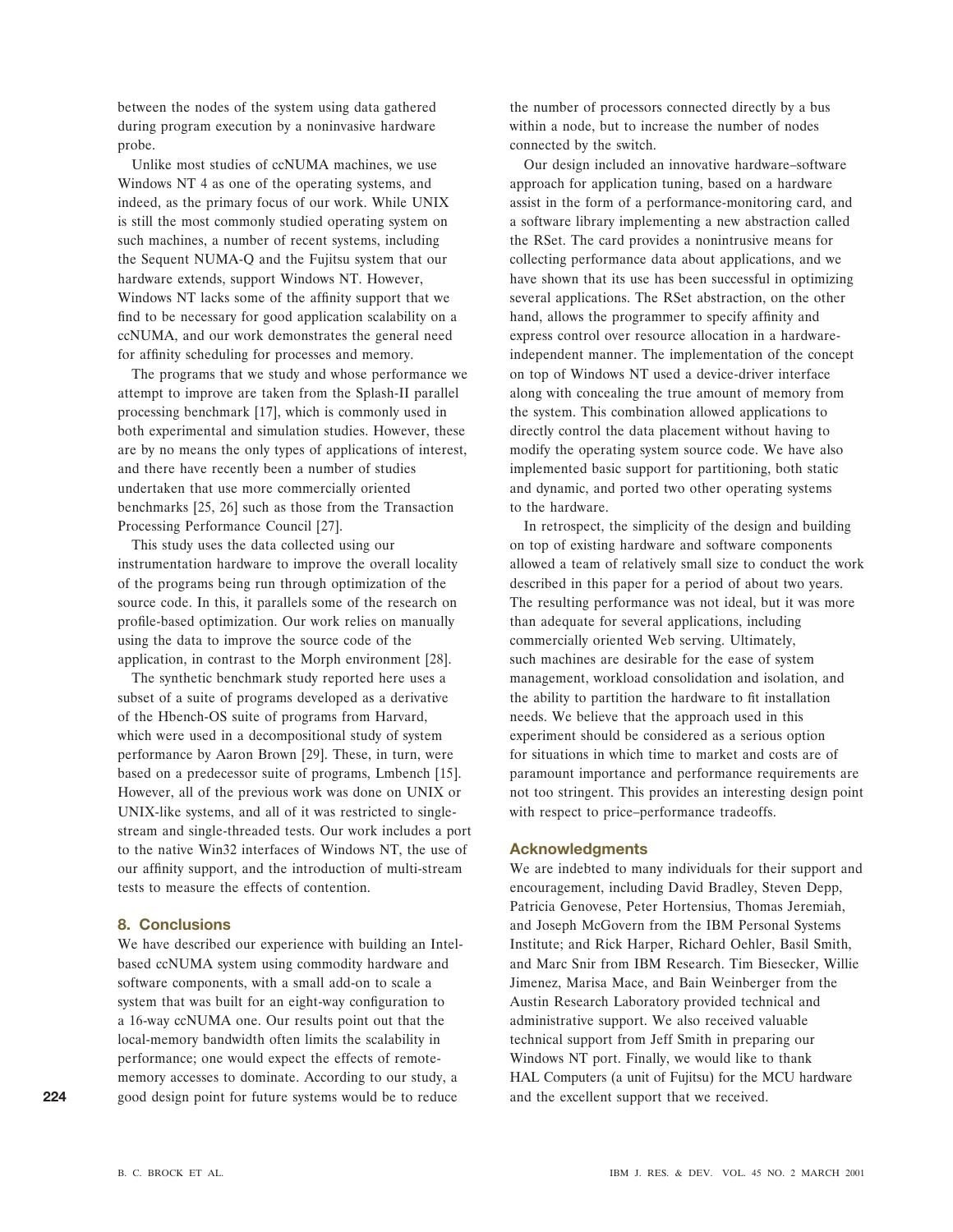between the nodes of the system using data gathered during program execution by a noninvasive hardware probe.

Unlike most studies of ccNUMA machines, we use Windows NT 4 as one of the operating systems, and indeed, as the primary focus of our work. While UNIX is still the most commonly studied operating system on such machines, a number of recent systems, including the Sequent NUMA-Q and the Fujitsu system that our hardware extends, support Windows NT. However, Windows NT lacks some of the affinity support that we find to be necessary for good application scalability on a ccNUMA, and our work demonstrates the general need for affinity scheduling for processes and memory.

The programs that we study and whose performance we attempt to improve are taken from the Splash-II parallel processing benchmark [17], which is commonly used in both experimental and simulation studies. However, these are by no means the only types of applications of interest, and there have recently been a number of studies undertaken that use more commercially oriented benchmarks [25, 26] such as those from the Transaction Processing Performance Council [27].

This study uses the data collected using our instrumentation hardware to improve the overall locality of the programs being run through optimization of the source code. In this, it parallels some of the research on profile-based optimization. Our work relies on manually using the data to improve the source code of the application, in contrast to the Morph environment [28].

The synthetic benchmark study reported here uses a subset of a suite of programs developed as a derivative of the Hbench-OS suite of programs from Harvard, which were used in a decompositional study of system performance by Aaron Brown [29]. These, in turn, were based on a predecessor suite of programs, Lmbench [15]. However, all of the previous work was done on UNIX or UNIX-like systems, and all of it was restricted to single-stream and single-threaded tests. Our work includes a port to the native Win32 interfaces of Windows NT, the use of our affinity support, and the introduction of multi-stream tests to measure the effects of contention.

## 8. Conclusions

We have described our experience with building an Intel-based ccNUMA system using commodity hardware and software components, with a small add-on to scale a system that was built for an eight-way configuration to a 16-way ccNUMA one. Our results point out that the local-memory bandwidth often limits the scalability in performance; one would expect the effects of remote-memory accesses to dominate. According to our study, a good design point for future systems would be to reduce the number of processors connected directly by a bus within a node, but to increase the number of nodes connected by the switch.

Our design included an innovative hardware–software approach for application tuning, based on a hardware assist in the form of a performance-monitoring card, and a software library implementing a new abstraction called the RSet. The card provides a nonintrusive means for collecting performance data about applications, and we have shown that its use has been successful in optimizing several applications. The RSet abstraction, on the other hand, allows the programmer to specify affinity and express control over resource allocation in a hardware-independent manner. The implementation of the concept on top of Windows NT used a device-driver interface along with concealing the true amount of memory from the system. This combination allowed applications to directly control the data placement without having to modify the operating system source code. We have also implemented basic support for partitioning, both static and dynamic, and ported two other operating systems to the hardware.

In retrospect, the simplicity of the design and building on top of existing hardware and software components allowed a team of relatively small size to conduct the work described in this paper for a period of about two years. The resulting performance was not ideal, but it was more than adequate for several applications, including commercially oriented Web serving. Ultimately, such machines are desirable for the ease of system management, workload consolidation and isolation, and the ability to partition the hardware to fit installation needs. We believe that the approach used in this experiment should be considered as a serious option for situations in which time to market and costs are of paramount importance and performance requirements are not too stringent. This provides an interesting design point with respect to price–performance tradeoffs.

## Acknowledgments

We are indebted to many individuals for their support and encouragement, including David Bradley, Steven Depp, Patricia Genovese, Peter Hortensius, Thomas Jeremiah, and Joseph McGovern from the IBM Personal Systems Institute; and Rick Harper, Richard Oehler, Basil Smith, and Marc Snir from IBM Research. Tim Biesecker, Willie Jimenez, Marisa Mace, and Bain Weinberger from the Austin Research Laboratory provided technical and administrative support. We also received valuable technical support from Jeff Smith in preparing our Windows NT port. Finally, we would like to thank HAL Computers (a unit of Fujitsu) for the MCU hardware and the excellent support that we received.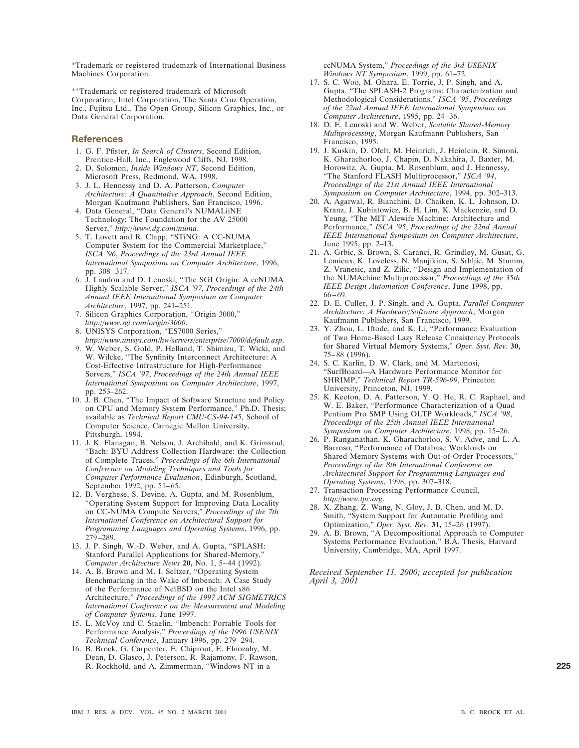*Trademark or registered trademark of International Business Machines Corporation.

**Trademark or registered trademark of Microsoft Corporation, Intel Corporation, The Santa Cruz Operation, Inc., Fujitsu Ltd., The Open Group, Silicon Graphics, Inc., or Data General Corporation.

## References

1. G. F. Pfister, *In Search of Clusters*, Second Edition, Prentice-Hall, Inc., Englewood Cliffs, NJ, 1998.
2. D. Solomon, *Inside Windows NT*, Second Edition, Microsoft Press, Redmond, WA, 1998.
3. J. L. Hennessy and D. A. Patterson, *Computer Architecture: A Quantitative Approach*, Second Edition, Morgan Kaufmann Publishers, San Francisco, 1996.
4. Data General, "Data General's NUMALiiNE Technology: The Foundation for the AV 25000 Server," *http://www.dg.com/numa*.
5. T. Lovett and R. Clapp, "STiNG: A CC-NUMA Computer System for the Commercial Marketplace," *ISCA '96*, *Proceedings of the 23rd Annual IEEE International Symposium on Computer Architecture*, 1996, pp. 308–317.
6. J. Laudon and D. Lenoski, "The SGI Origin: A ccNUMA Highly Scalable Server," *ISCA '97*, *Proceedings of the 24th Annual IEEE International Symposium on Computer Architecture*, 1997, pp. 241–251.
7. Silicon Graphics Corporation, "Origin 3000," *http://www.sgi.com/origin/3000*.
8. UNISYS Corporation, "ES7000 Series," *http://www.unisys.com/hw/servers/enterprise/7000/default.asp*.
9. W. Weber, S. Gold, P. Helland, T. Shimizu, T. Wicki, and W. Wilcke, "The Synfinity Interconnect Architecture: A Cost-Effective Infrastructure for High-Performance Servers," *ISCA '97*, *Proceedings of the 24th Annual IEEE International Symposium on Computer Architecture*, 1997, pp. 253–262.
10. J. B. Chen, "The Impact of Software Structure and Policy on CPU and Memory System Performance," Ph.D. Thesis; available as *Technical Report CMU-CS-94-145*, School of Computer Science, Carnegie Mellon University, Pittsburgh, 1994.
11. J. K. Flanagan, B. Nelson, J. Archibald, and K. Grimsrud, "Bach: BYU Address Collection Hardware: the Collection of Complete Traces," *Proceedings of the 6th International Conference on Modeling Techniques and Tools for Computer Performance Evaluation*, Edinburgh, Scotland, September 1992, pp. 51–65.
12. B. Verghese, S. Devine, A. Gupta, and M. Rosenblum, "Operating System Support for Improving Data Locality on CC-NUMA Compute Servers," *Proceedings of the 7th International Conference on Architectural Support for Programming Languages and Operating Systems*, 1996, pp. 279–289.
13. J. P. Singh, W.-D. Weber, and A. Gupta, "SPLASH: Stanford Parallel Applications for Shared-Memory," *Computer Architecture News* **20,** No. 1, 5–44 (1992).
14. A. B. Brown and M. I. Seltzer, "Operating System Benchmarking in the Wake of lmbench: A Case Study of the Performance of NetBSD on the Intel x86 Architecture," *Proceedings of the 1997 ACM SIGMETRICS International Conference on the Measurement and Modeling of Computer Systems*, June 1997.
15. L. McVoy and C. Staelin, "lmbench: Portable Tools for Performance Analysis," *Proceedings of the 1996 USENIX Technical Conference*, January 1996, pp. 279–294.
16. B. Brock, G. Carpenter, E. Chiprout, E. Elnozahy, M. Dean, D. Glasco, J. Peterson, R. Rajamony, F. Rawson, R. Rockhold, and A. Zimmerman, "Windows NT in a ccNUMA System," *Proceedings of the 3rd USENIX Windows NT Symposium*, 1999, pp. 61–72.
17. S. C. Woo, M. Ohara, E. Torrie, J. P. Singh, and A. Gupta, "The SPLASH-2 Programs: Characterization and Methodological Considerations," *ISCA '95*, *Proceedings of the 22nd Annual IEEE International Symposium on Computer Architecture*, 1995, pp. 24–36.
18. D. E. Lenoski and W. Weber, *Scalable Shared-Memory Multiprocessing*, Morgan Kaufmann Publishers, San Francisco, 1995.
19. J. Kuskin, D. Ofelt, M. Heinrich, J. Heinlein, R. Simoni, K. Gharachorloo, J. Chapin, D. Nakahira, J. Baxter, M. Horowitz, A. Gupta, M. Rosenblum, and J. Hennessy, "The Stanford FLASH Multiprocessor," *ISCA '94*, *Proceedings of the 21st Annual IEEE International Symposium on Computer Architecture*, 1994, pp. 302–313.
20. A. Agarwal, R. Bianchini, D. Chaiken, K. L. Johnson, D. Kranz, J. Kubiatowicz, B. H. Lim, K. Mackenzie, and D. Yeung, "The MIT Alewife Machine: Architecture and Performance," *ISCA '95*, *Proceedings of the 22nd Annual IEEE International Symposium on Computer Architecture*, June 1995, pp. 2–13.
21. A. Grbic, S. Brown, S. Caranci, R. Grindley, M. Gusat, G. Lemieux, K. Loveless, N. Manjikian, S. Srbljic, M. Stumm, Z. Vranesic, and Z. Zilic, "Design and Implementation of the NUMAchine Multiprocessor," *Proceedings of the 35th IEEE Design Automation Conference*, June 1998, pp. 66–69.
22. D. E. Culler, J. P. Singh, and A. Gupta, *Parallel Computer Architecture: A Hardware/Software Approach*, Morgan Kaufmann Publishers, San Francisco, 1999.
23. Y. Zhou, L. Iftode, and K. Li, "Performance Evaluation of Two Home-Based Lazy Release Consistency Protocols for Shared Virtual Memory Systems," *Oper. Syst. Rev.* **30,** 75–88 (1996).
24. S. C. Karlin, D. W. Clark, and M. Martonosi, "SurfBoard—A Hardware Performance Monitor for SHRIMP," *Technical Report TR-596-99*, Princeton University, Princeton, NJ, 1999.
25. K. Keeton, D. A. Patterson, Y. Q. He, R. C. Raphael, and W. E. Baker, "Performance Characterization of a Quad Pentium Pro SMP Using OLTP Workloads," *ISCA '98*, *Proceedings of the 25th Annual IEEE International Symposium on Computer Architecture*, 1998, pp. 15–26.
26. P. Ranganathan, K. Gharachorloo, S. V. Adve, and L. A. Barroso, "Performance of Database Workloads on Shared-Memory Systems with Out-of-Order Processors," *Proceedings of the 8th International Conference on Architectural Support for Programming Languages and Operating Systems*, 1998, pp. 307–318.
27. Transaction Processing Performance Council, *http://www.tpc.org*.
28. X. Zhang, Z. Wang, N. Gloy, J. B. Chen, and M. D. Smith, "System Support for Automatic Profiling and Optimization," *Oper. Syst. Rev.* **31,** 15–26 (1997).
29. A. B. Brown, "A Decompositional Approach to Computer Systems Performance Evaluation," B.A. Thesis, Harvard University, Cambridge, MA, April 1997.

*Received September 11, 2000; accepted for publication April 3, 2001*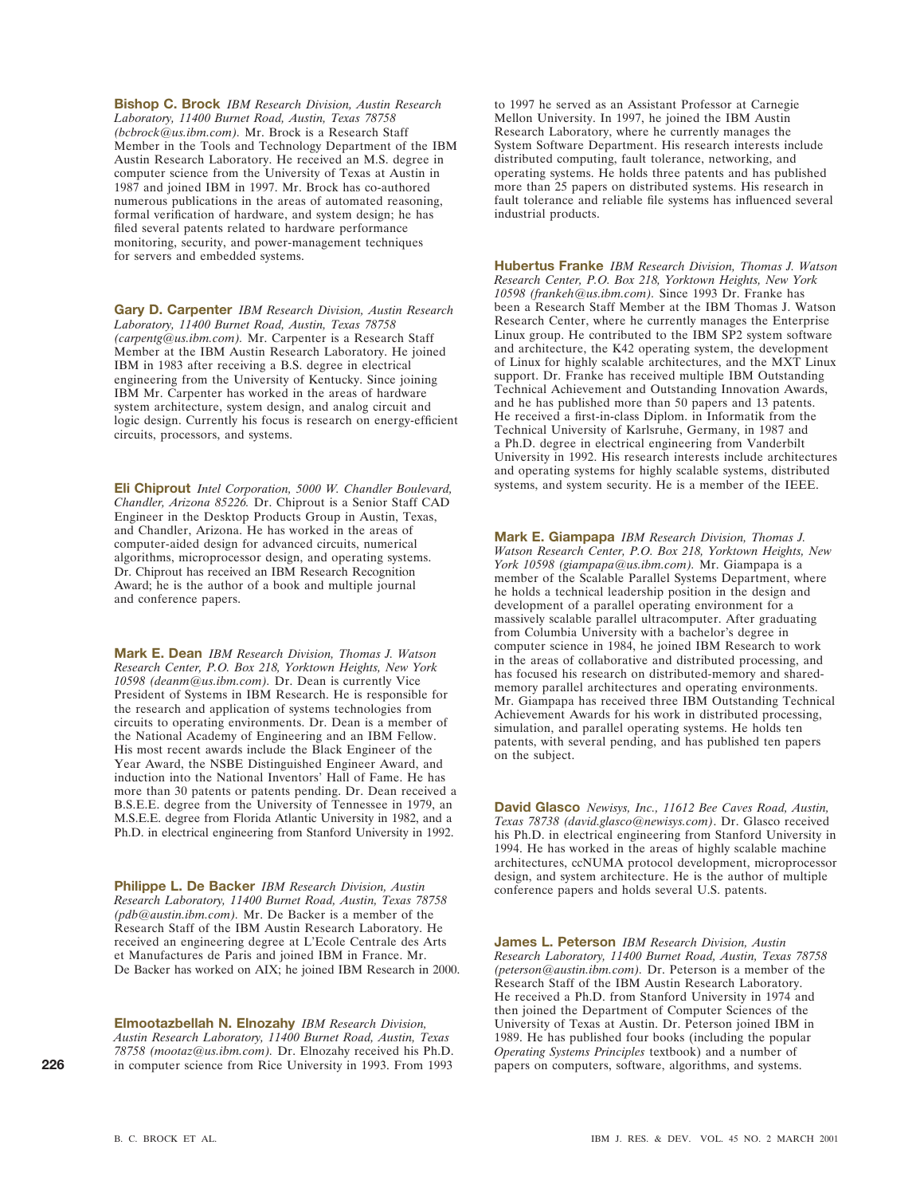**Bishop C. Brock** *IBM Research Division, Austin Research Laboratory, 11400 Burnet Road, Austin, Texas 78758 (bcbrock@us.ibm.com).* Mr. Brock is a Research Staff Member in the Tools and Technology Department of the IBM Austin Research Laboratory. He received an M.S. degree in computer science from the University of Texas at Austin in 1987 and joined IBM in 1997. Mr. Brock has co-authored numerous publications in the areas of automated reasoning, formal verification of hardware, and system design; he has filed several patents related to hardware performance monitoring, security, and power-management techniques for servers and embedded systems.

**Gary D. Carpenter** *IBM Research Division, Austin Research Laboratory, 11400 Burnet Road, Austin, Texas 78758 (carpentg@us.ibm.com).* Mr. Carpenter is a Research Staff Member at the IBM Austin Research Laboratory. He joined IBM in 1983 after receiving a B.S. degree in electrical engineering from the University of Kentucky. Since joining IBM Mr. Carpenter has worked in the areas of hardware system architecture, system design, and analog circuit and logic design. Currently his focus is research on energy-efficient circuits, processors, and systems.

**Eli Chiprout** *Intel Corporation, 5000 W. Chandler Boulevard, Chandler, Arizona 85226.* Dr. Chiprout is a Senior Staff CAD Engineer in the Desktop Products Group in Austin, Texas, and Chandler, Arizona. He has worked in the areas of computer-aided design for advanced circuits, numerical algorithms, microprocessor design, and operating systems. Dr. Chiprout has received an IBM Research Recognition Award; he is the author of a book and multiple journal and conference papers.

**Mark E. Dean** *IBM Research Division, Thomas J. Watson Research Center, P.O. Box 218, Yorktown Heights, New York 10598 (deanm@us.ibm.com).* Dr. Dean is currently Vice President of Systems in IBM Research. He is responsible for the research and application of systems technologies from circuits to operating environments. Dr. Dean is a member of the National Academy of Engineering and an IBM Fellow. His most recent awards include the Black Engineer of the Year Award, the NSBE Distinguished Engineer Award, and induction into the National Inventors' Hall of Fame. He has more than 30 patents or patents pending. Dr. Dean received a B.S.E.E. degree from the University of Tennessee in 1979, an M.S.E.E. degree from Florida Atlantic University in 1982, and a Ph.D. in electrical engineering from Stanford University in 1992.

**Philippe L. De Backer** *IBM Research Division, Austin Research Laboratory, 11400 Burnet Road, Austin, Texas 78758 (pdb@austin.ibm.com).* Mr. De Backer is a member of the Research Staff of the IBM Austin Research Laboratory. He received an engineering degree at L'Ecole Centrale des Arts et Manufactures de Paris and joined IBM in France. Mr. De Backer has worked on AIX; he joined IBM Research in 2000.

**Elmootazbellah N. Elnozahy** *IBM Research Division, Austin Research Laboratory, 11400 Burnet Road, Austin, Texas 78758 (mootaz@us.ibm.com).* Dr. Elnozahy received his Ph.D. in computer science from Rice University in 1993. From 1993 to 1997 he served as an Assistant Professor at Carnegie Mellon University. In 1997, he joined the IBM Austin Research Laboratory, where he currently manages the System Software Department. His research interests include distributed computing, fault tolerance, networking, and operating systems. He holds three patents and has published more than 25 papers on distributed systems. His research in fault tolerance and reliable file systems has influenced several industrial products.

**Hubertus Franke** *IBM Research Division, Thomas J. Watson Research Center, P.O. Box 218, Yorktown Heights, New York 10598 (frankeh@us.ibm.com).* Since 1993 Dr. Franke has been a Research Staff Member at the IBM Thomas J. Watson Research Center, where he currently manages the Enterprise Linux group. He contributed to the IBM SP2 system software and architecture, the K42 operating system, the development of Linux for highly scalable architectures, and the MXT Linux support. Dr. Franke has received multiple IBM Outstanding Technical Achievement and Outstanding Innovation Awards, and he has published more than 50 papers and 13 patents. He received a first-in-class Diplom. in Informatik from the Technical University of Karlsruhe, Germany, in 1987 and a Ph.D. degree in electrical engineering from Vanderbilt University in 1992. His research interests include architectures and operating systems for highly scalable systems, distributed systems, and system security. He is a member of the IEEE.

**Mark E. Giampapa** *IBM Research Division, Thomas J. Watson Research Center, P.O. Box 218, Yorktown Heights, New York 10598 (giampapa@us.ibm.com).* Mr. Giampapa is a member of the Scalable Parallel Systems Department, where he holds a technical leadership position in the design and development of a parallel operating environment for a massively scalable parallel ultracomputer. After graduating from Columbia University with a bachelor's degree in computer science in 1984, he joined IBM Research to work in the areas of collaborative and distributed processing, and has focused his research on distributed-memory and shared-memory parallel architectures and operating environments. Mr. Giampapa has received three IBM Outstanding Technical Achievement Awards for his work in distributed processing, simulation, and parallel operating systems. He holds ten patents, with several pending, and has published ten papers on the subject.

**David Glasco** *Newisys, Inc., 11612 Bee Caves Road, Austin, Texas 78738 (david.glasco@newisys.com).* Dr. Glasco received his Ph.D. in electrical engineering from Stanford University in 1994. He has worked in the areas of highly scalable machine architectures, ccNUMA protocol development, microprocessor design, and system architecture. He is the author of multiple conference papers and holds several U.S. patents.

**James L. Peterson** *IBM Research Division, Austin Research Laboratory, 11400 Burnet Road, Austin, Texas 78758 (peterson@austin.ibm.com).* Dr. Peterson is a member of the Research Staff of the IBM Austin Research Laboratory. He received a Ph.D. from Stanford University in 1974 and then joined the Department of Computer Sciences of the University of Texas at Austin. Dr. Peterson joined IBM in 1989. He has published four books (including the popular *Operating Systems Principles* textbook) and a number of papers on computers, software, algorithms, and systems.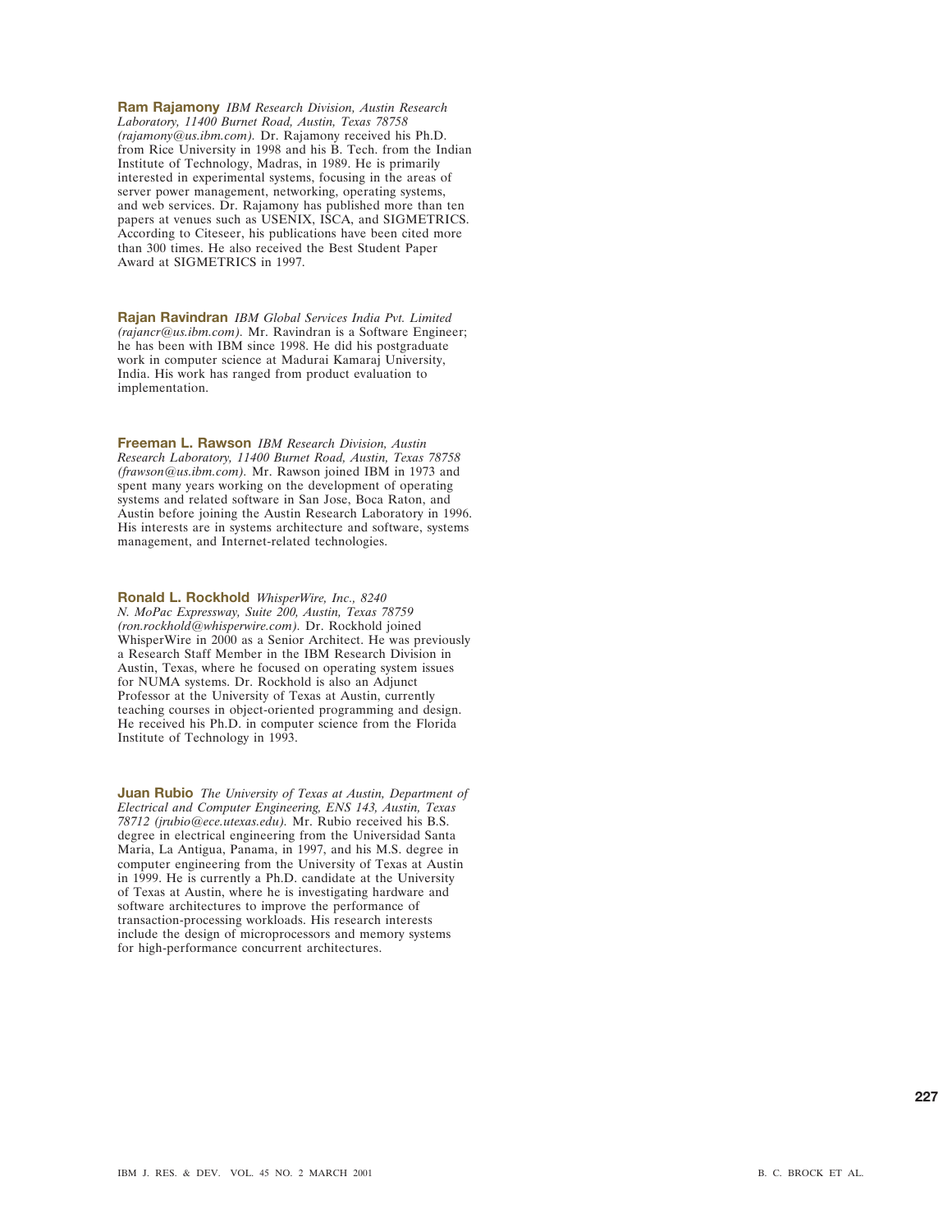**Ram Rajamony** *IBM Research Division, Austin Research Laboratory, 11400 Burnet Road, Austin, Texas 78758 (rajamony@us.ibm.com).* Dr. Rajamony received his Ph.D. from Rice University in 1998 and his B. Tech. from the Indian Institute of Technology, Madras, in 1989. He is primarily interested in experimental systems, focusing in the areas of server power management, networking, operating systems, and web services. Dr. Rajamony has published more than ten papers at venues such as USENIX, ISCA, and SIGMETRICS. According to Citeseer, his publications have been cited more than 300 times. He also received the Best Student Paper Award at SIGMETRICS in 1997.

**Rajan Ravindran** *IBM Global Services India Pvt. Limited (rajancr@us.ibm.com).* Mr. Ravindran is a Software Engineer; he has been with IBM since 1998. He did his postgraduate work in computer science at Madurai Kamaraj University, India. His work has ranged from product evaluation to implementation.

**Freeman L. Rawson** *IBM Research Division, Austin Research Laboratory, 11400 Burnet Road, Austin, Texas 78758 (frawson@us.ibm.com).* Mr. Rawson joined IBM in 1973 and spent many years working on the development of operating systems and related software in San Jose, Boca Raton, and Austin before joining the Austin Research Laboratory in 1996. His interests are in systems architecture and software, systems management, and Internet-related technologies.

**Ronald L. Rockhold** *WhisperWire, Inc., 8240 N. MoPac Expressway, Suite 200, Austin, Texas 78759 (ron.rockhold@whisperwire.com).* Dr. Rockhold joined WhisperWire in 2000 as a Senior Architect. He was previously a Research Staff Member in the IBM Research Division in Austin, Texas, where he focused on operating system issues for NUMA systems. Dr. Rockhold is also an Adjunct Professor at the University of Texas at Austin, currently teaching courses in object-oriented programming and design. He received his Ph.D. in computer science from the Florida Institute of Technology in 1993.

**Juan Rubio** *The University of Texas at Austin, Department of Electrical and Computer Engineering, ENS 143, Austin, Texas 78712 (jrubio@ece.utexas.edu).* Mr. Rubio received his B.S. degree in electrical engineering from the Universidad Santa Maria, La Antigua, Panama, in 1997, and his M.S. degree in computer engineering from the University of Texas at Austin in 1999. He is currently a Ph.D. candidate at the University of Texas at Austin, where he is investigating hardware and software architectures to improve the performance of transaction-processing workloads. His research interests include the design of microprocessors and memory systems for high-performance concurrent architectures.